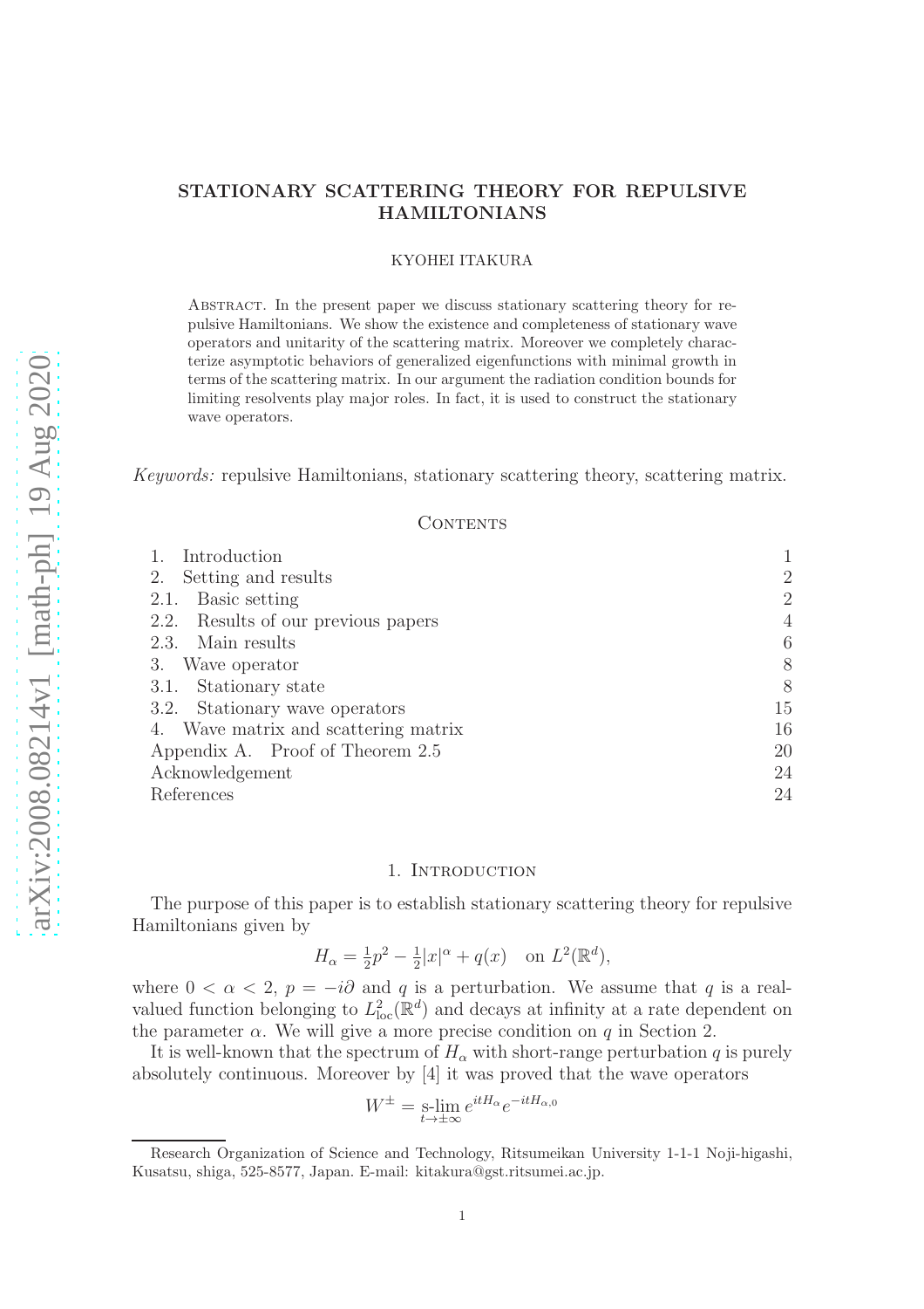# STATIONARY SCATTERING THEORY FOR REPULSIVE HAMILTONIANS

KYOHEI ITAKURA

Abstract. In the present paper we discuss stationary scattering theory for repulsive Hamiltonians. We show the existence and completeness of stationary wave operators and unitarity of the scattering matrix. Moreover we completely characterize asymptotic behaviors of generalized eigenfunctions with minimal growth in terms of the scattering matrix. In our argument the radiation condition bounds for limiting resolvents play major roles. In fact, it is used to construct the stationary wave operators.

*Keywords:* repulsive Hamiltonians, stationary scattering theory, scattering matrix.

## Contents

1. Introduction — 1
2. Setting and results — 2
   - 2.1. Basic setting — 2
   - 2.2. Results of our previous papers — 4
   - 2.3. Main results — 6
3. Wave operator — 8
   - 3.1. Stationary state — 8
   - 3.2. Stationary wave operators — 15
4. Wave matrix and scattering matrix — 16

Appendix A. Proof of Theorem 2.5 — 20

Acknowledgement — 24

References — 24

## 1. Introduction

The purpose of this paper is to establish stationary scattering theory for repulsive Hamiltonians given by

$$H_\alpha = \tfrac{1}{2}p^2 - \tfrac{1}{2}|x|^\alpha + q(x) \quad \text{on } L^2(\mathbb{R}^d),$$

where $0 < \alpha < 2$, $p = -i\partial$ and $q$ is a perturbation. We assume that $q$ is a real-valued function belonging to $L^2_{\mathrm{loc}}(\mathbb{R}^d)$ and decays at infinity at a rate dependent on the parameter $\alpha$. We will give a more precise condition on $q$ in Section 2.

It is well-known that the spectrum of $H_\alpha$ with short-range perturbation $q$ is purely absolutely continuous. Moreover by [4] it was proved that the wave operators

$$W^\pm = \operatorname*{s-lim}_{t\to\pm\infty} e^{itH_\alpha} e^{-itH_{\alpha,0}}$$

Research Organization of Science and Technology, Ritsumeikan University 1-1-1 Noji-higashi, Kusatsu, shiga, 525-8577, Japan. E-mail: kitakura@gst.ritsumei.ac.jp.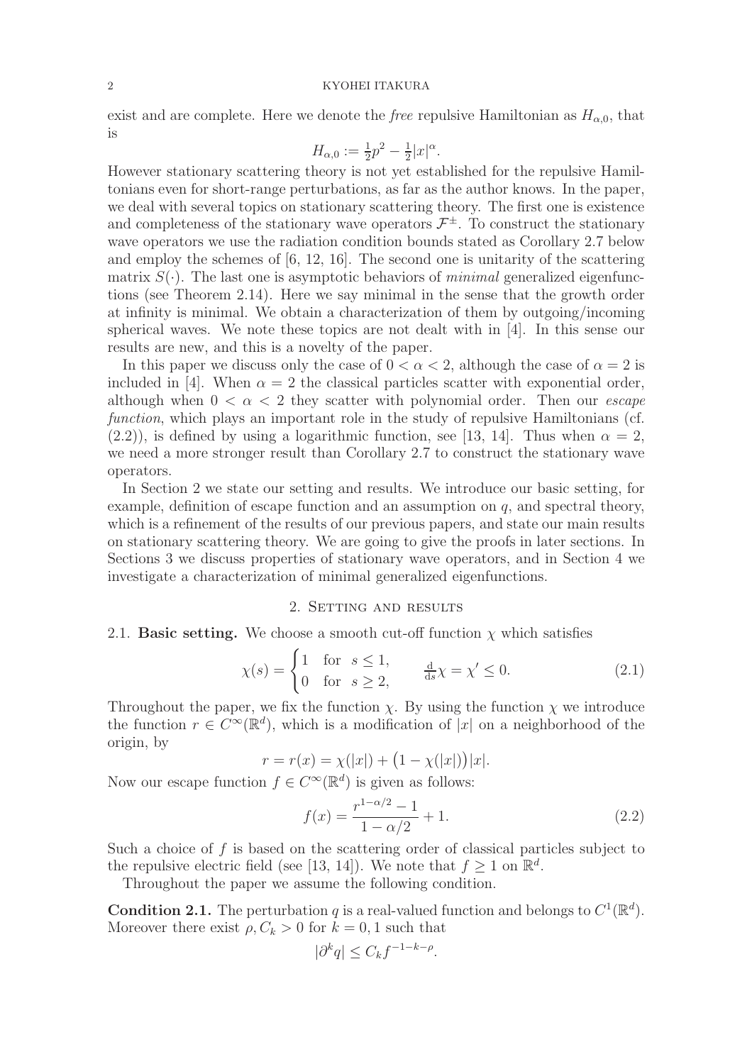exist and are complete. Here we denote the *free* repulsive Hamiltonian as $H_{\alpha,0}$, that is

$$H_{\alpha,0} := \tfrac{1}{2}p^2 - \tfrac{1}{2}|x|^\alpha.$$

However stationary scattering theory is not yet established for the repulsive Hamiltonians even for short-range perturbations, as far as the author knows. In the paper, we deal with several topics on stationary scattering theory. The first one is existence and completeness of the stationary wave operators $\mathcal{F}^\pm$. To construct the stationary wave operators we use the radiation condition bounds stated as Corollary 2.7 below and employ the schemes of [6, 12, 16]. The second one is unitarity of the scattering matrix $S(\cdot)$. The last one is asymptotic behaviors of *minimal* generalized eigenfunctions (see Theorem 2.14). Here we say minimal in the sense that the growth order at infinity is minimal. We obtain a characterization of them by outgoing/incoming spherical waves. We note these topics are not dealt with in [4]. In this sense our results are new, and this is a novelty of the paper.

In this paper we discuss only the case of $0 < \alpha < 2$, although the case of $\alpha = 2$ is included in [4]. When $\alpha = 2$ the classical particles scatter with exponential order, although when $0 < \alpha < 2$ they scatter with polynomial order. Then our *escape function*, which plays an important role in the study of repulsive Hamiltonians (cf. (2.2)), is defined by using a logarithmic function, see [13, 14]. Thus when $\alpha = 2$, we need a more stronger result than Corollary 2.7 to construct the stationary wave operators.

In Section 2 we state our setting and results. We introduce our basic setting, for example, definition of escape function and an assumption on $q$, and spectral theory, which is a refinement of the results of our previous papers, and state our main results on stationary scattering theory. We are going to give the proofs in later sections. In Sections 3 we discuss properties of stationary wave operators, and in Section 4 we investigate a characterization of minimal generalized eigenfunctions.

## 2. Setting and results

**2.1. Basic setting.** We choose a smooth cut-off function $\chi$ which satisfies

$$\chi(s) = \begin{cases} 1 & \text{for } s \le 1, \\ 0 & \text{for } s \ge 2, \end{cases} \qquad \tfrac{\mathrm{d}}{\mathrm{d}s}\chi = \chi' \le 0. \tag{2.1}$$

Throughout the paper, we fix the function $\chi$. By using the function $\chi$ we introduce the function $r \in C^\infty(\mathbb{R}^d)$, which is a modification of $|x|$ on a neighborhood of the origin, by

$$r = r(x) = \chi(|x|) + \big(1 - \chi(|x|)\big)|x|.$$

Now our escape function $f \in C^\infty(\mathbb{R}^d)$ is given as follows:

$$f(x) = \frac{r^{1-\alpha/2} - 1}{1 - \alpha/2} + 1. \tag{2.2}$$

Such a choice of $f$ is based on the scattering order of classical particles subject to the repulsive electric field (see [13, 14]). We note that $f \ge 1$ on $\mathbb{R}^d$.

Throughout the paper we assume the following condition.

**Condition 2.1.** The perturbation $q$ is a real-valued function and belongs to $C^1(\mathbb{R}^d)$. Moreover there exist $\rho, C_k > 0$ for $k = 0, 1$ such that

$$|\partial^k q| \le C_k f^{-1-k-\rho}.$$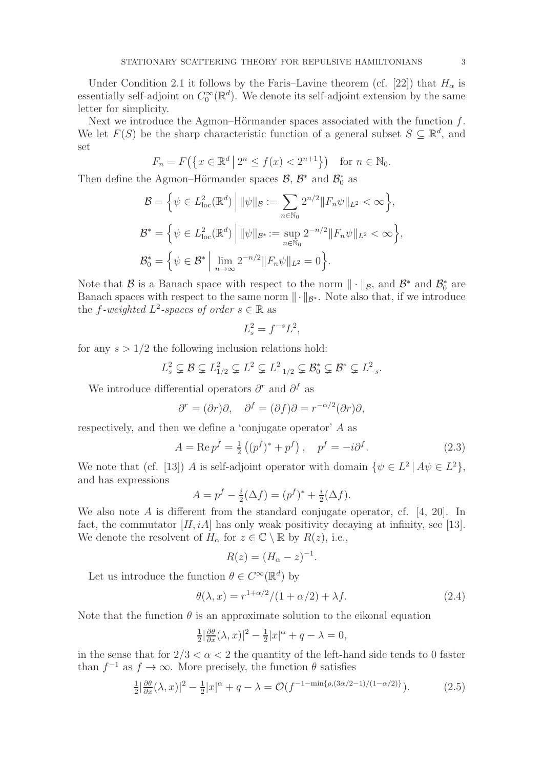Under Condition 2.1 it follows by the Faris–Lavine theorem (cf. [22]) that $H_\alpha$ is essentially self-adjoint on $C_0^\infty(\mathbb{R}^d)$. We denote its self-adjoint extension by the same letter for simplicity.

Next we introduce the Agmon–Hörmander spaces associated with the function $f$. We let $F(S)$ be the sharp characteristic function of a general subset $S \subseteq \mathbb{R}^d$, and set

$$F_n = F\big(\big\{x \in \mathbb{R}^d \,\big|\, 2^n \le f(x) < 2^{n+1}\big\}\big) \quad \text{for } n \in \mathbb{N}_0.$$

Then define the Agmon–Hörmander spaces $\mathcal{B}$, $\mathcal{B}^*$ and $\mathcal{B}_0^*$ as

$$\mathcal{B} = \Big\{\psi \in L^2_{\mathrm{loc}}(\mathbb{R}^d) \,\Big|\, \|\psi\|_{\mathcal{B}} := \sum_{n\in\mathbb{N}_0} 2^{n/2}\|F_n\psi\|_{L^2} < \infty\Big\},$$

$$\mathcal{B}^* = \Big\{\psi \in L^2_{\mathrm{loc}}(\mathbb{R}^d) \,\Big|\, \|\psi\|_{\mathcal{B}^*} := \sup_{n\in\mathbb{N}_0} 2^{-n/2}\|F_n\psi\|_{L^2} < \infty\Big\},$$

$$\mathcal{B}_0^* = \Big\{\psi \in \mathcal{B}^* \,\Big|\, \lim_{n\to\infty} 2^{-n/2}\|F_n\psi\|_{L^2} = 0\Big\}.$$

Note that $\mathcal{B}$ is a Banach space with respect to the norm $\|\cdot\|_{\mathcal{B}}$, and $\mathcal{B}^*$ and $\mathcal{B}_0^*$ are Banach spaces with respect to the same norm $\|\cdot\|_{\mathcal{B}^*}$. Note also that, if we introduce the *$f$-weighted $L^2$-spaces of order $s \in \mathbb{R}$* as

$$L^2_s = f^{-s}L^2,$$

for any $s > 1/2$ the following inclusion relations hold:

$$L^2_s \subsetneq \mathcal{B} \subsetneq L^2_{1/2} \subsetneq L^2 \subsetneq L^2_{-1/2} \subsetneq \mathcal{B}_0^* \subsetneq \mathcal{B}^* \subsetneq L^2_{-s}.$$

We introduce differential operators $\partial^r$ and $\partial^f$ as

$$\partial^r = (\partial r)\partial, \quad \partial^f = (\partial f)\partial = r^{-\alpha/2}(\partial r)\partial,$$

respectively, and then we define a 'conjugate operator' $A$ as

$$A = \operatorname{Re} p^f = \tfrac{1}{2}\left((p^f)^* + p^f\right), \quad p^f = -i\partial^f. \tag{2.3}$$

We note that (cf. [13]) $A$ is self-adjoint operator with domain $\{\psi \in L^2 \,|\, A\psi \in L^2\}$, and has expressions

$$A = p^f - \tfrac{i}{2}(\Delta f) = (p^f)^* + \tfrac{i}{2}(\Delta f).$$

We also note $A$ is different from the standard conjugate operator, cf. [4, 20]. In fact, the commutator $[H, iA]$ has only weak positivity decaying at infinity, see [13]. We denote the resolvent of $H_\alpha$ for $z \in \mathbb{C}\setminus\mathbb{R}$ by $R(z)$, i.e.,

$$R(z) = (H_\alpha - z)^{-1}.$$

Let us introduce the function $\theta \in C^\infty(\mathbb{R}^d)$ by

$$\theta(\lambda, x) = r^{1+\alpha/2}/(1+\alpha/2) + \lambda f. \tag{2.4}$$

Note that the function $\theta$ is an approximate solution to the eikonal equation

$$\tfrac{1}{2}\big|\tfrac{\partial\theta}{\partial x}(\lambda, x)\big|^2 - \tfrac{1}{2}|x|^\alpha + q - \lambda = 0,$$

in the sense that for $2/3 < \alpha < 2$ the quantity of the left-hand side tends to 0 faster than $f^{-1}$ as $f \to \infty$. More precisely, the function $\theta$ satisfies

$$\tfrac{1}{2}\big|\tfrac{\partial\theta}{\partial x}(\lambda, x)\big|^2 - \tfrac{1}{2}|x|^\alpha + q - \lambda = \mathcal{O}(f^{-1-\min\{\rho,(3\alpha/2-1)/(1-\alpha/2)\}}). \tag{2.5}$$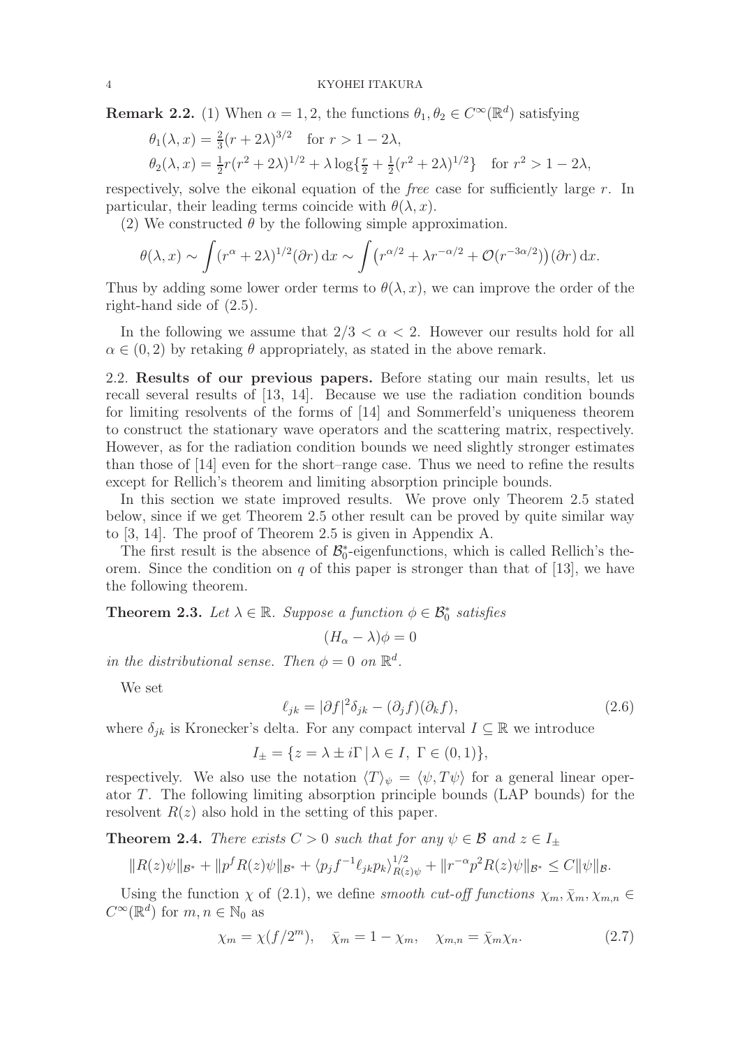**Remark 2.2.** (1) When $\alpha = 1, 2$, the functions $\theta_1, \theta_2 \in C^\infty(\mathbb{R}^d)$ satisfying

$$\theta_1(\lambda, x) = \tfrac{2}{3}(r + 2\lambda)^{3/2} \quad \text{for } r > 1 - 2\lambda,$$

$$\theta_2(\lambda, x) = \tfrac{1}{2} r (r^2 + 2\lambda)^{1/2} + \lambda \log\{\tfrac{r}{2} + \tfrac{1}{2}(r^2 + 2\lambda)^{1/2}\} \quad \text{for } r^2 > 1 - 2\lambda,$$

respectively, solve the eikonal equation of the *free* case for sufficiently large $r$. In particular, their leading terms coincide with $\theta(\lambda, x)$.

(2) We constructed $\theta$ by the following simple approximation.

$$\theta(\lambda, x) \sim \int (r^\alpha + 2\lambda)^{1/2} (\partial r)\, \mathrm{d}x \sim \int \big(r^{\alpha/2} + \lambda r^{-\alpha/2} + \mathcal{O}(r^{-3\alpha/2})\big)(\partial r)\, \mathrm{d}x.$$

Thus by adding some lower order terms to $\theta(\lambda, x)$, we can improve the order of the right-hand side of (2.5).

In the following we assume that $2/3 < \alpha < 2$. However our results hold for all $\alpha \in (0, 2)$ by retaking $\theta$ appropriately, as stated in the above remark.

### 2.2. Results of our previous papers.

Before stating our main results, let us recall several results of [13, 14]. Because we use the radiation condition bounds for limiting resolvents of the forms of [14] and Sommerfeld's uniqueness theorem to construct the stationary wave operators and the scattering matrix, respectively. However, as for the radiation condition bounds we need slightly stronger estimates than those of [14] even for the short–range case. Thus we need to refine the results except for Rellich's theorem and limiting absorption principle bounds.

In this section we state improved results. We prove only Theorem 2.5 stated below, since if we get Theorem 2.5 other result can be proved by quite similar way to [3, 14]. The proof of Theorem 2.5 is given in Appendix A.

The first result is the absence of $\mathcal{B}_0^*$-eigenfunctions, which is called Rellich's theorem. Since the condition on $q$ of this paper is stronger than that of [13], we have the following theorem.

**Theorem 2.3.** *Let $\lambda \in \mathbb{R}$. Suppose a function $\phi \in \mathcal{B}_0^*$ satisfies*

$$(H_\alpha - \lambda)\phi = 0$$

*in the distributional sense. Then $\phi = 0$ on $\mathbb{R}^d$.*

We set

$$\ell_{jk} = |\partial f|^2 \delta_{jk} - (\partial_j f)(\partial_k f), \tag{2.6}$$

where $\delta_{jk}$ is Kronecker's delta. For any compact interval $I \subseteq \mathbb{R}$ we introduce

$$I_\pm = \{z = \lambda \pm i\Gamma \,|\, \lambda \in I,\ \Gamma \in (0, 1)\},$$

respectively. We also use the notation $\langle T \rangle_\psi = \langle \psi, T\psi \rangle$ for a general linear operator $T$. The following limiting absorption principle bounds (LAP bounds) for the resolvent $R(z)$ also hold in the setting of this paper.

**Theorem 2.4.** *There exists $C > 0$ such that for any $\psi \in \mathcal{B}$ and $z \in I_\pm$*

$$\|R(z)\psi\|_{\mathcal{B}^*} + \|p^f R(z)\psi\|_{\mathcal{B}^*} + \langle p_j f^{-1} \ell_{jk} p_k \rangle_{R(z)\psi}^{1/2} + \|r^{-\alpha} p^2 R(z)\psi\|_{\mathcal{B}^*} \le C \|\psi\|_{\mathcal{B}}.$$

Using the function $\chi$ of (2.1), we define *smooth cut-off functions* $\chi_m, \bar{\chi}_m, \chi_{m,n} \in C^\infty(\mathbb{R}^d)$ for $m, n \in \mathbb{N}_0$ as

$$\chi_m = \chi(f/2^m), \quad \bar{\chi}_m = 1 - \chi_m, \quad \chi_{m,n} = \bar{\chi}_m \chi_n. \tag{2.7}$$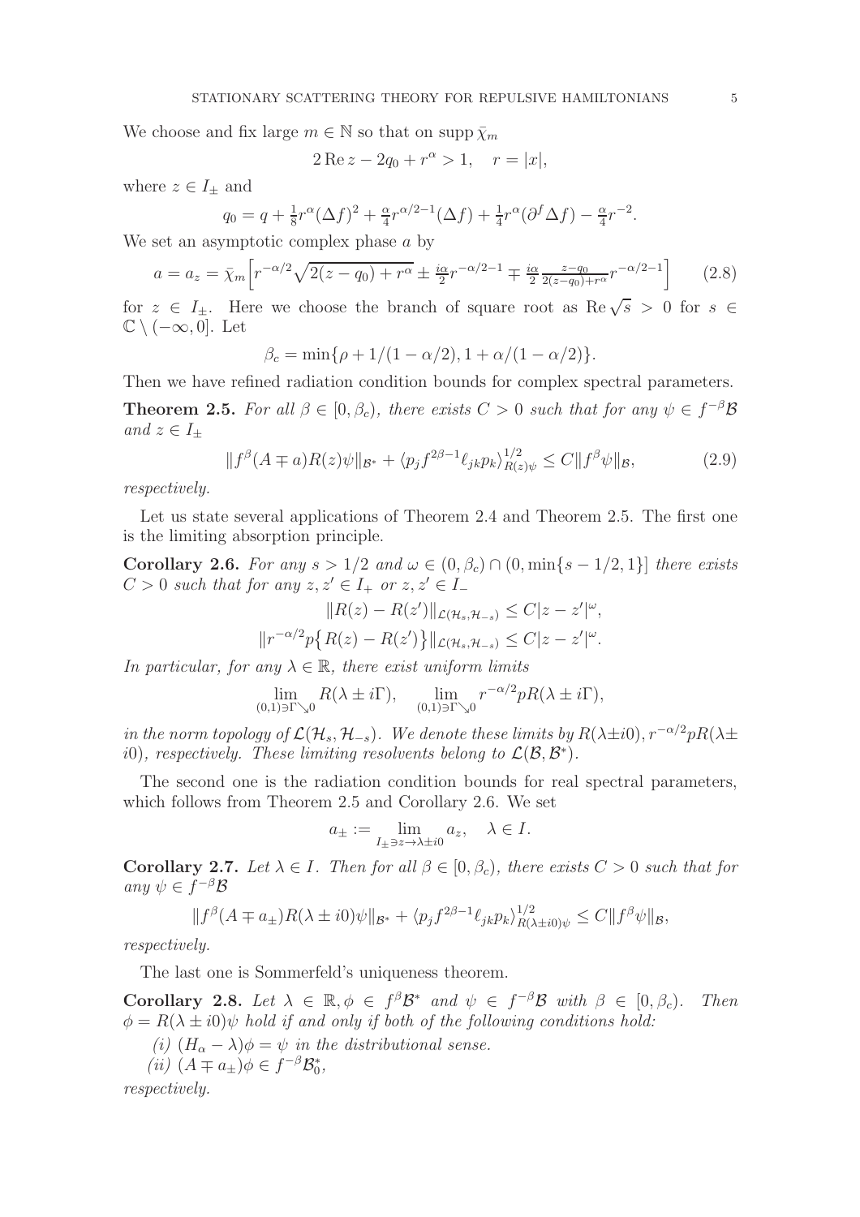We choose and fix large $m \in \mathbb{N}$ so that on $\operatorname{supp} \bar\chi_m$

$$2\operatorname{Re} z - 2q_0 + r^\alpha > 1, \quad r = |x|,$$

where $z \in I_\pm$ and

$$q_0 = q + \tfrac{1}{8} r^\alpha (\Delta f)^2 + \tfrac{\alpha}{4} r^{\alpha/2-1}(\Delta f) + \tfrac{1}{4} r^\alpha (\partial^f \Delta f) - \tfrac{\alpha}{4} r^{-2}.$$

We set an asymptotic complex phase $a$ by

$$a = a_z = \bar\chi_m \Big[ r^{-\alpha/2}\sqrt{2(z-q_0)+r^\alpha} \pm \tfrac{i\alpha}{2} r^{-\alpha/2-1} \mp \tfrac{i\alpha}{2} \tfrac{z-q_0}{2(z-q_0)+r^\alpha} r^{-\alpha/2-1}\Big] \tag{2.8}$$

for $z \in I_\pm$. Here we choose the branch of square root as $\operatorname{Re}\sqrt{s} > 0$ for $s \in \mathbb{C}\setminus(-\infty, 0]$. Let

$$\beta_c = \min\{\rho + 1/(1-\alpha/2), 1 + \alpha/(1-\alpha/2)\}.$$

Then we have refined radiation condition bounds for complex spectral parameters.

**Theorem 2.5.** *For all $\beta \in [0, \beta_c)$, there exists $C > 0$ such that for any $\psi \in f^{-\beta}\mathcal{B}$ and $z \in I_\pm$*

$$\|f^\beta (A \mp a) R(z)\psi\|_{\mathcal{B}^*} + \langle p_j f^{2\beta-1} \ell_{jk} p_k\rangle^{1/2}_{R(z)\psi} \le C\|f^\beta \psi\|_{\mathcal{B}}, \tag{2.9}$$

*respectively.*

Let us state several applications of Theorem 2.4 and Theorem 2.5. The first one is the limiting absorption principle.

**Corollary 2.6.** *For any $s > 1/2$ and $\omega \in (0, \beta_c) \cap (0, \min\{s - 1/2, 1\}]$ there exists $C > 0$ such that for any $z, z' \in I_+$ or $z, z' \in I_-$*

$$\|R(z) - R(z')\|_{\mathcal{L}(\mathcal{H}_s, \mathcal{H}_{-s})} \le C|z - z'|^\omega,$$

$$\|r^{-\alpha/2} p\{R(z) - R(z')\}\|_{\mathcal{L}(\mathcal{H}_s, \mathcal{H}_{-s})} \le C|z - z'|^\omega.$$

*In particular, for any $\lambda \in \mathbb{R}$, there exist uniform limits*

$$\lim_{(0,1)\ni\Gamma\searrow 0} R(\lambda \pm i\Gamma), \quad \lim_{(0,1)\ni\Gamma\searrow 0} r^{-\alpha/2} p R(\lambda \pm i\Gamma),$$

*in the norm topology of $\mathcal{L}(\mathcal{H}_s, \mathcal{H}_{-s})$. We denote these limits by $R(\lambda \pm i0), r^{-\alpha/2}pR(\lambda \pm i0)$, respectively. These limiting resolvents belong to $\mathcal{L}(\mathcal{B}, \mathcal{B}^*)$.*

The second one is the radiation condition bounds for real spectral parameters, which follows from Theorem 2.5 and Corollary 2.6. We set

$$a_\pm := \lim_{I_\pm \ni z \to \lambda \pm i0} a_z, \quad \lambda \in I.$$

**Corollary 2.7.** *Let $\lambda \in I$. Then for all $\beta \in [0, \beta_c)$, there exists $C > 0$ such that for any $\psi \in f^{-\beta}\mathcal{B}$*

$$\|f^\beta (A \mp a_\pm) R(\lambda \pm i0)\psi\|_{\mathcal{B}^*} + \langle p_j f^{2\beta-1}\ell_{jk} p_k\rangle^{1/2}_{R(\lambda\pm i0)\psi} \le C\|f^\beta\psi\|_{\mathcal{B}},$$

*respectively.*

The last one is Sommerfeld's uniqueness theorem.

**Corollary 2.8.** *Let $\lambda \in \mathbb{R}, \phi \in f^\beta \mathcal{B}^*$ and $\psi \in f^{-\beta}\mathcal{B}$ with $\beta \in [0, \beta_c)$. Then $\phi = R(\lambda \pm i0)\psi$ hold if and only if both of the following conditions hold:*

*(i) $(H_\alpha - \lambda)\phi = \psi$ in the distributional sense.*

*(ii) $(A \mp a_\pm)\phi \in f^{-\beta}\mathcal{B}_0^*$,*

*respectively.*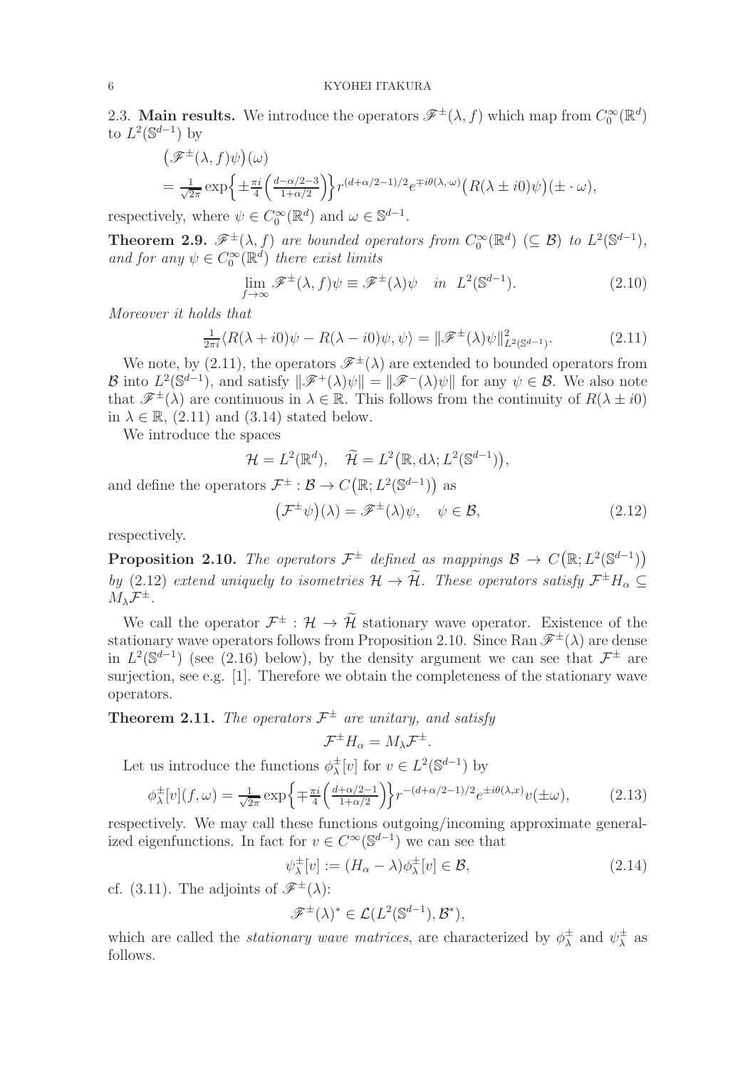2.3. **Main results.** We introduce the operators $\mathscr{F}^{\pm}(\lambda, f)$ which map from $C_0^\infty(\mathbb{R}^d)$ to $L^2(\mathbb{S}^{d-1})$ by

$$
\begin{aligned}
&\big(\mathscr{F}^{\pm}(\lambda, f)\psi\big)(\omega) \\
&= \tfrac{1}{\sqrt{2\pi}} \exp\Big\{\pm \tfrac{\pi i}{4}\Big(\tfrac{d-\alpha/2-3}{1+\alpha/2}\Big)\Big\} r^{(d+\alpha/2-1)/2} e^{\mp i\theta(\lambda,\cdot\omega)} \big(R(\lambda \pm i0)\psi\big)(\pm \cdot \omega),
\end{aligned}
$$

respectively, where $\psi \in C_0^\infty(\mathbb{R}^d)$ and $\omega \in \mathbb{S}^{d-1}$.

**Theorem 2.9.** *$\mathscr{F}^{\pm}(\lambda, f)$ are bounded operators from $C_0^\infty(\mathbb{R}^d)$ $(\subseteq \mathcal{B})$ to $L^2(\mathbb{S}^{d-1})$, and for any $\psi \in C_0^\infty(\mathbb{R}^d)$ there exist limits*

$$
\lim_{f\to\infty} \mathscr{F}^{\pm}(\lambda, f)\psi \equiv \mathscr{F}^{\pm}(\lambda)\psi \quad \text{in } \ L^2(\mathbb{S}^{d-1}). \tag{2.10}
$$

*Moreover it holds that*

$$
\tfrac{1}{2\pi i}\langle R(\lambda + i0)\psi - R(\lambda - i0)\psi, \psi\rangle = \|\mathscr{F}^{\pm}(\lambda)\psi\|^2_{L^2(\mathbb{S}^{d-1})}. \tag{2.11}
$$

We note, by (2.11), the operators $\mathscr{F}^{\pm}(\lambda)$ are extended to bounded operators from $\mathcal{B}$ into $L^2(\mathbb{S}^{d-1})$, and satisfy $\|\mathscr{F}^{+}(\lambda)\psi\| = \|\mathscr{F}^{-}(\lambda)\psi\|$ for any $\psi \in \mathcal{B}$. We also note that $\mathscr{F}^{\pm}(\lambda)$ are continuous in $\lambda \in \mathbb{R}$. This follows from the continuity of $R(\lambda \pm i0)$ in $\lambda \in \mathbb{R}$, (2.11) and (3.14) stated below.

We introduce the spaces

$$
\mathcal{H} = L^2(\mathbb{R}^d), \quad \widetilde{\mathcal{H}} = L^2\big(\mathbb{R}, \mathrm{d}\lambda; L^2(\mathbb{S}^{d-1})\big),
$$

and define the operators $\mathcal{F}^{\pm} : \mathcal{B} \to C\big(\mathbb{R}; L^2(\mathbb{S}^{d-1})\big)$ as

$$
\big(\mathcal{F}^{\pm}\psi\big)(\lambda) = \mathscr{F}^{\pm}(\lambda)\psi, \quad \psi \in \mathcal{B}, \tag{2.12}
$$

respectively.

**Proposition 2.10.** *The operators $\mathcal{F}^{\pm}$ defined as mappings $\mathcal{B} \to C\big(\mathbb{R}; L^2(\mathbb{S}^{d-1})\big)$ by (2.12) extend uniquely to isometries $\mathcal{H} \to \widetilde{\mathcal{H}}$. These operators satisfy $\mathcal{F}^{\pm}H_\alpha \subseteq M_\lambda \mathcal{F}^{\pm}$.*

We call the operator $\mathcal{F}^{\pm} : \mathcal{H} \to \widetilde{\mathcal{H}}$ stationary wave operator. Existence of the stationary wave operators follows from Proposition 2.10. Since $\operatorname{Ran} \mathscr{F}^{\pm}(\lambda)$ are dense in $L^2(\mathbb{S}^{d-1})$ (see (2.16) below), by the density argument we can see that $\mathcal{F}^{\pm}$ are surjection, see e.g. [1]. Therefore we obtain the completeness of the stationary wave operators.

**Theorem 2.11.** *The operators $\mathcal{F}^{\pm}$ are unitary, and satisfy*

$$
\mathcal{F}^{\pm}H_\alpha = M_\lambda \mathcal{F}^{\pm}.
$$

Let us introduce the functions $\phi^{\pm}_\lambda[v]$ for $v \in L^2(\mathbb{S}^{d-1})$ by

$$
\phi^{\pm}_\lambda[v](f, \omega) = \tfrac{1}{\sqrt{2\pi}} \exp\Big\{\mp \tfrac{\pi i}{4}\Big(\tfrac{d+\alpha/2-1}{1+\alpha/2}\Big)\Big\} r^{-(d+\alpha/2-1)/2} e^{\pm i\theta(\lambda,x)} v(\pm\omega), \tag{2.13}
$$

respectively. We may call these functions outgoing/incoming approximate generalized eigenfunctions. In fact for $v \in C^\infty(\mathbb{S}^{d-1})$ we can see that

$$
\psi^{\pm}_\lambda[v] := (H_\alpha - \lambda)\phi^{\pm}_\lambda[v] \in \mathcal{B}, \tag{2.14}
$$

cf. (3.11). The adjoints of $\mathscr{F}^{\pm}(\lambda)$:

$$
\mathscr{F}^{\pm}(\lambda)^* \in \mathcal{L}(L^2(\mathbb{S}^{d-1}), \mathcal{B}^*),
$$

which are called the *stationary wave matrices*, are characterized by $\phi^{\pm}_\lambda$ and $\psi^{\pm}_\lambda$ as follows.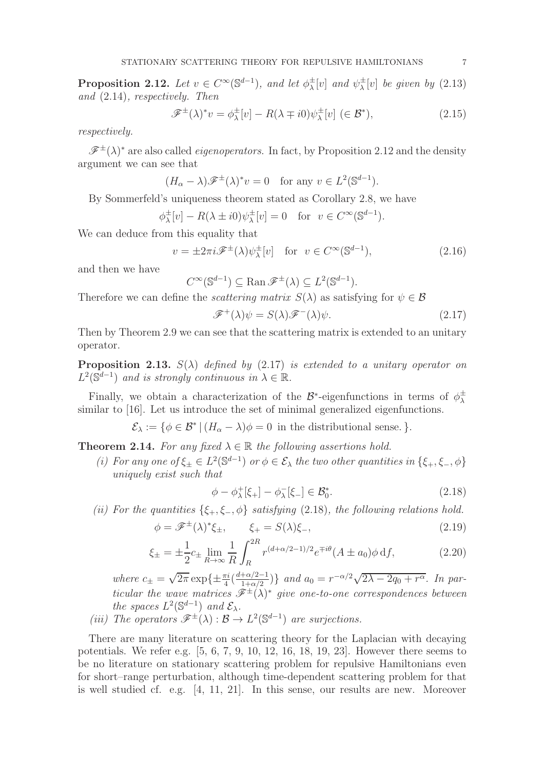**Proposition 2.12.** *Let $v \in C^\infty(\mathbb{S}^{d-1})$, and let $\phi^\pm_\lambda[v]$ and $\psi^\pm_\lambda[v]$ be given by* (2.13) *and* (2.14)*, respectively. Then*

$$\mathscr{F}^\pm(\lambda)^* v = \phi^\pm_\lambda[v] - R(\lambda \mp i0)\psi^\pm_\lambda[v] \ (\in \mathcal{B}^*), \tag{2.15}$$

*respectively.*

$\mathscr{F}^\pm(\lambda)^*$ are also called *eigenoperators*. In fact, by Proposition 2.12 and the density argument we can see that

$$(H_\alpha - \lambda)\mathscr{F}^\pm(\lambda)^* v = 0 \quad \text{for any } v \in L^2(\mathbb{S}^{d-1}).$$

By Sommerfeld's uniqueness theorem stated as Corollary 2.8, we have

$$\phi^\pm_\lambda[v] - R(\lambda \pm i0)\psi^\pm_\lambda[v] = 0 \quad \text{for } \ v \in C^\infty(\mathbb{S}^{d-1}).$$

We can deduce from this equality that

$$v = \pm 2\pi i \mathscr{F}^\pm(\lambda)\psi^\pm_\lambda[v] \quad \text{for } \ v \in C^\infty(\mathbb{S}^{d-1}), \tag{2.16}$$

and then we have

$$C^\infty(\mathbb{S}^{d-1}) \subseteq \operatorname{Ran} \mathscr{F}^\pm(\lambda) \subseteq L^2(\mathbb{S}^{d-1}).$$

Therefore we can define the *scattering matrix* $S(\lambda)$ as satisfying for $\psi \in \mathcal{B}$

$$\mathscr{F}^+(\lambda)\psi = S(\lambda)\mathscr{F}^-(\lambda)\psi. \tag{2.17}$$

Then by Theorem 2.9 we can see that the scattering matrix is extended to an unitary operator.

**Proposition 2.13.** *$S(\lambda)$ defined by* (2.17) *is extended to a unitary operator on $L^2(\mathbb{S}^{d-1})$ and is strongly continuous in $\lambda \in \mathbb{R}$.*

Finally, we obtain a characterization of the $\mathcal{B}^*$-eigenfunctions in terms of $\phi^\pm_\lambda$ similar to [16]. Let us introduce the set of minimal generalized eigenfunctions.

$$\mathcal{E}_\lambda := \{\phi \in \mathcal{B}^* \,|\, (H_\alpha - \lambda)\phi = 0 \ \text{in the distributional sense.}\}.$$

**Theorem 2.14.** *For any fixed $\lambda \in \mathbb{R}$ the following assertions hold.*

*(i) For any one of $\xi_\pm \in L^2(\mathbb{S}^{d-1})$ or $\phi \in \mathcal{E}_\lambda$ the two other quantities in $\{\xi_+, \xi_-, \phi\}$ uniquely exist such that*

$$\phi - \phi^+_\lambda[\xi_+] - \phi^-_\lambda[\xi_-] \in \mathcal{B}^*_0. \tag{2.18}$$

*(ii) For the quantities $\{\xi_+, \xi_-, \phi\}$ satisfying* (2.18)*, the following relations hold.*

$$\phi = \mathscr{F}^\pm(\lambda)^*\xi_\pm, \qquad \xi_+ = S(\lambda)\xi_-, \tag{2.19}$$

$$\xi_\pm = \pm\frac{1}{2}c_\pm \lim_{R\to\infty}\frac{1}{R}\int_R^{2R} r^{(d+\alpha/2-1)/2} e^{\mp i\theta}(A \pm a_0)\phi \, \mathrm{d}f, \tag{2.20}$$

*where $c_\pm = \sqrt{2\pi}\exp\{\pm\frac{\pi i}{4}(\frac{d+\alpha/2-1}{1+\alpha/2})\}$ and $a_0 = r^{-\alpha/2}\sqrt{2\lambda - 2q_0 + r^\alpha}$. In particular the wave matrices $\mathscr{F}^\pm(\lambda)^*$ give one-to-one correspondences between the spaces $L^2(\mathbb{S}^{d-1})$ and $\mathcal{E}_\lambda$.*

*(iii) The operators $\mathscr{F}^\pm(\lambda) : \mathcal{B} \to L^2(\mathbb{S}^{d-1})$ are surjections.*

There are many literature on scattering theory for the Laplacian with decaying potentials. We refer e.g. [5, 6, 7, 9, 10, 12, 16, 18, 19, 23]. However there seems to be no literature on stationary scattering problem for repulsive Hamiltonians even for short–range perturbation, although time-dependent scattering problem for that is well studied cf. e.g. [4, 11, 21]. In this sense, our results are new. Moreover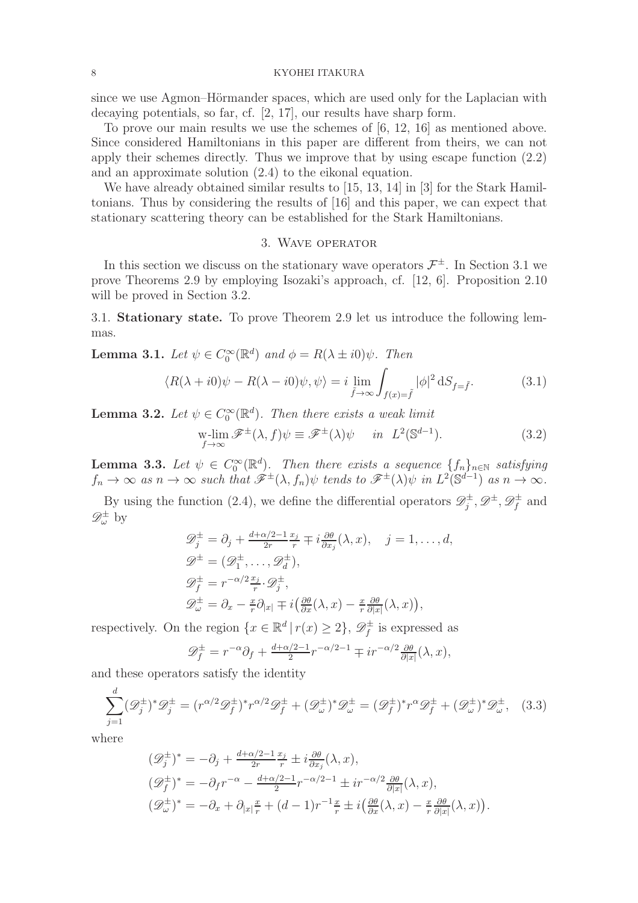since we use Agmon–Hörmander spaces, which are used only for the Laplacian with decaying potentials, so far, cf. [2, 17], our results have sharp form.

To prove our main results we use the schemes of [6, 12, 16] as mentioned above. Since considered Hamiltonians in this paper are different from theirs, we can not apply their schemes directly. Thus we improve that by using escape function (2.2) and an approximate solution (2.4) to the eikonal equation.

We have already obtained similar results to [15, 13, 14] in [3] for the Stark Hamiltonians. Thus by considering the results of [16] and this paper, we can expect that stationary scattering theory can be established for the Stark Hamiltonians.

## 3. Wave operator

In this section we discuss on the stationary wave operators $\mathcal{F}^{\pm}$. In Section 3.1 we prove Theorems 2.9 by employing Isozaki's approach, cf. [12, 6]. Proposition 2.10 will be proved in Section 3.2.

### 3.1. Stationary state.

To prove Theorem 2.9 let us introduce the following lemmas.

**Lemma 3.1.** *Let $\psi \in C_0^\infty(\mathbb{R}^d)$ and $\phi = R(\lambda \pm i0)\psi$. Then*

$$\langle R(\lambda + i0)\psi - R(\lambda - i0)\psi, \psi\rangle = i \lim_{\tilde{f}\to\infty} \int_{f(x)=\tilde{f}} |\phi|^2 \,\mathrm{d}S_{f=\tilde{f}}. \tag{3.1}$$

**Lemma 3.2.** *Let $\psi \in C_0^\infty(\mathbb{R}^d)$. Then there exists a weak limit*

$$\operatorname*{w-lim}_{f\to\infty} \mathscr{F}^{\pm}(\lambda, f)\psi \equiv \mathscr{F}^{\pm}(\lambda)\psi \quad \text{ in } \ L^2(\mathbb{S}^{d-1}). \tag{3.2}$$

**Lemma 3.3.** *Let $\psi \in C_0^\infty(\mathbb{R}^d)$. Then there exists a sequence $\{f_n\}_{n\in\mathbb{N}}$ satisfying $f_n \to \infty$ as $n \to \infty$ such that $\mathscr{F}^{\pm}(\lambda, f_n)\psi$ tends to $\mathscr{F}^{\pm}(\lambda)\psi$ in $L^2(\mathbb{S}^{d-1})$ as $n \to \infty$.*

By using the function (2.4), we define the differential operators $\mathscr{D}_j^{\pm}, \mathscr{D}^{\pm}, \mathscr{D}_f^{\pm}$ and $\mathscr{D}_\omega^{\pm}$ by

$$\begin{aligned}
&\mathscr{D}_j^{\pm} = \partial_j + \tfrac{d+\alpha/2-1}{2r}\tfrac{x_j}{r} \mp i\tfrac{\partial\theta}{\partial x_j}(\lambda, x), \quad j = 1, \dots, d,\\
&\mathscr{D}^{\pm} = (\mathscr{D}_1^{\pm}, \dots, \mathscr{D}_d^{\pm}),\\
&\mathscr{D}_f^{\pm} = r^{-\alpha/2}\tfrac{x_j}{r}\cdot\mathscr{D}_j^{\pm},\\
&\mathscr{D}_\omega^{\pm} = \partial_x - \tfrac{x}{r}\partial_{|x|} \mp i\big(\tfrac{\partial\theta}{\partial x}(\lambda, x) - \tfrac{x}{r}\tfrac{\partial\theta}{\partial|x|}(\lambda, x)\big),
\end{aligned}$$

respectively. On the region $\{x \in \mathbb{R}^d \,|\, r(x) \geq 2\}$, $\mathscr{D}_f^{\pm}$ is expressed as

$$\mathscr{D}_f^{\pm} = r^{-\alpha}\partial_f + \tfrac{d+\alpha/2-1}{2}r^{-\alpha/2-1} \mp ir^{-\alpha/2}\tfrac{\partial\theta}{\partial|x|}(\lambda, x),$$

and these operators satisfy the identity

$$\sum_{j=1}^{d}(\mathscr{D}_j^{\pm})^*\mathscr{D}_j^{\pm} = (r^{\alpha/2}\mathscr{D}_f^{\pm})^* r^{\alpha/2}\mathscr{D}_f^{\pm} + (\mathscr{D}_\omega^{\pm})^*\mathscr{D}_\omega^{\pm} = (\mathscr{D}_f^{\pm})^* r^{\alpha}\mathscr{D}_f^{\pm} + (\mathscr{D}_\omega^{\pm})^*\mathscr{D}_\omega^{\pm}, \tag{3.3}$$

where

$$\begin{aligned}
&(\mathscr{D}_j^{\pm})^* = -\partial_j + \tfrac{d+\alpha/2-1}{2r}\tfrac{x_j}{r} \pm i\tfrac{\partial\theta}{\partial x_j}(\lambda, x),\\
&(\mathscr{D}_f^{\pm})^* = -\partial_f r^{-\alpha} - \tfrac{d+\alpha/2-1}{2}r^{-\alpha/2-1} \pm ir^{-\alpha/2}\tfrac{\partial\theta}{\partial|x|}(\lambda, x),\\
&(\mathscr{D}_\omega^{\pm})^* = -\partial_x + \partial_{|x|}\tfrac{x}{r} + (d-1)r^{-1}\tfrac{x}{r} \pm i\big(\tfrac{\partial\theta}{\partial x}(\lambda, x) - \tfrac{x}{r}\tfrac{\partial\theta}{\partial|x|}(\lambda, x)\big).
\end{aligned}$$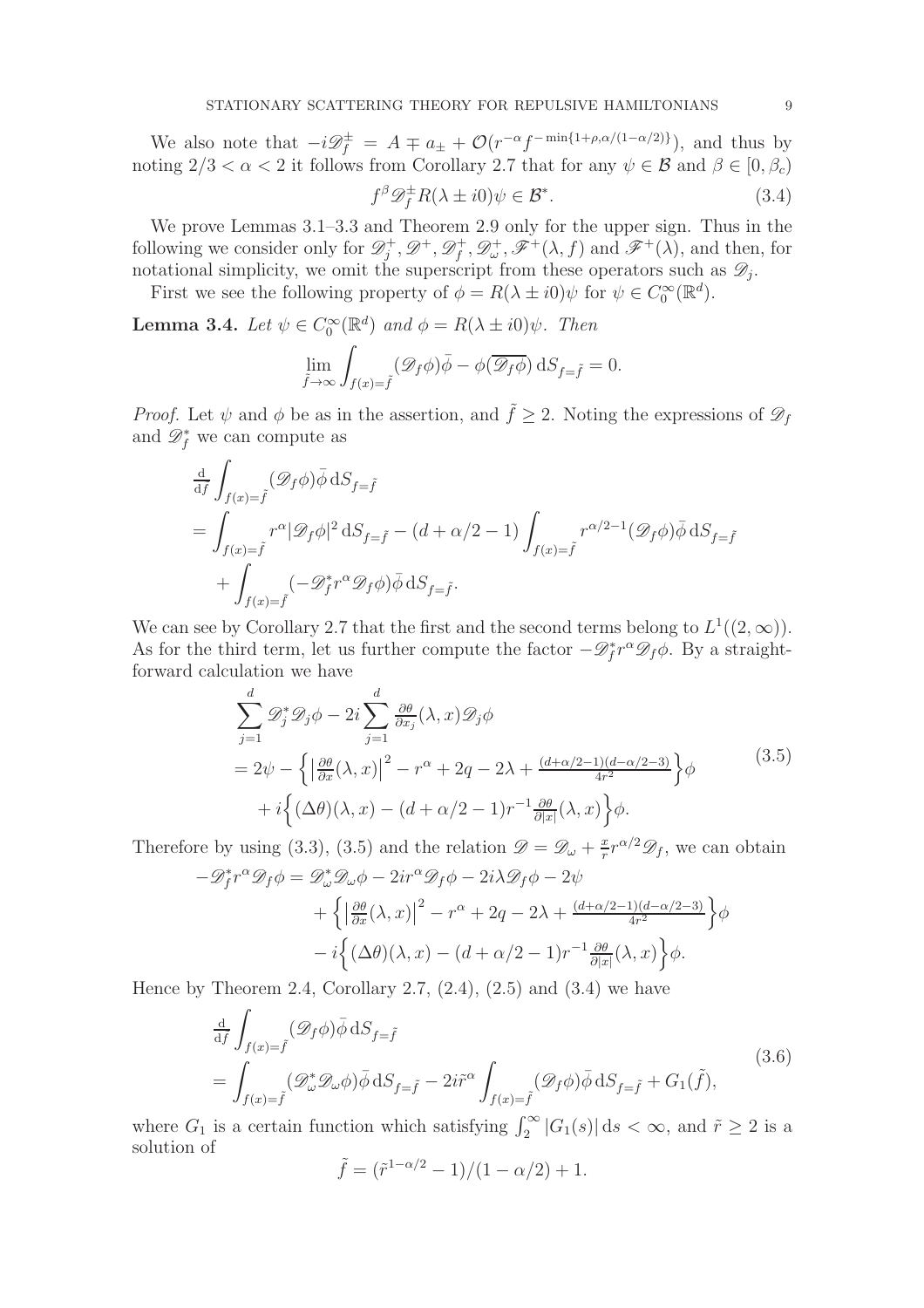We also note that $-i\mathscr{D}_f^\pm = A \mp a_\pm + \mathcal{O}(r^{-\alpha} f^{-\min\{1+\rho,\alpha/(1-\alpha/2)\}})$, and thus by noting $2/3 < \alpha < 2$ it follows from Corollary 2.7 that for any $\psi \in \mathcal{B}$ and $\beta \in [0, \beta_c)$

$$f^\beta \mathscr{D}_f^\pm R(\lambda \pm i0)\psi \in \mathcal{B}^*. \tag{3.4}$$

We prove Lemmas 3.1–3.3 and Theorem 2.9 only for the upper sign. Thus in the following we consider only for $\mathscr{D}_j^+, \mathscr{D}^+, \mathscr{D}_f^+, \mathscr{D}_\omega^+, \mathscr{F}^+(\lambda, f)$ and $\mathscr{F}^+(\lambda)$, and then, for notational simplicity, we omit the superscript from these operators such as $\mathscr{D}_j$.

First we see the following property of $\phi = R(\lambda \pm i0)\psi$ for $\psi \in C_0^\infty(\mathbb{R}^d)$.

**Lemma 3.4.** *Let $\psi \in C_0^\infty(\mathbb{R}^d)$ and $\phi = R(\lambda \pm i0)\psi$. Then*

$$\lim_{\tilde{f}\to\infty} \int_{f(x)=\tilde{f}} (\mathscr{D}_f \phi)\bar{\phi} - \phi(\overline{\mathscr{D}_f \phi})\, \mathrm{d}S_{f=\tilde{f}} = 0.$$

*Proof.* Let $\psi$ and $\phi$ be as in the assertion, and $\tilde{f} \geq 2$. Noting the expressions of $\mathscr{D}_f$ and $\mathscr{D}_f^*$ we can compute as

$$\begin{aligned}
&\tfrac{\mathrm{d}}{\mathrm{d}\tilde{f}} \int_{f(x)=\tilde{f}} (\mathscr{D}_f \phi)\bar{\phi}\, \mathrm{d}S_{f=\tilde{f}} \\
&= \int_{f(x)=\tilde{f}} r^\alpha |\mathscr{D}_f \phi|^2\, \mathrm{d}S_{f=\tilde{f}} - (d + \alpha/2 - 1) \int_{f(x)=\tilde{f}} r^{\alpha/2-1} (\mathscr{D}_f \phi)\bar{\phi}\, \mathrm{d}S_{f=\tilde{f}} \\
&\quad + \int_{f(x)=\tilde{f}} (-\mathscr{D}_f^* r^\alpha \mathscr{D}_f \phi)\bar{\phi}\, \mathrm{d}S_{f=\tilde{f}}.
\end{aligned}$$

We can see by Corollary 2.7 that the first and the second terms belong to $L^1((2,\infty))$. As for the third term, let us further compute the factor $-\mathscr{D}_f^* r^\alpha \mathscr{D}_f \phi$. By a straightforward calculation we have

$$\begin{aligned}
&\sum_{j=1}^d \mathscr{D}_j^* \mathscr{D}_j \phi - 2i \sum_{j=1}^d \tfrac{\partial \theta}{\partial x_j}(\lambda, x) \mathscr{D}_j \phi \\
&= 2\psi - \Big\{ \big|\tfrac{\partial \theta}{\partial x}(\lambda, x)\big|^2 - r^\alpha + 2q - 2\lambda + \tfrac{(d+\alpha/2-1)(d-\alpha/2-3)}{4r^2} \Big\} \phi \\
&\quad + i \Big\{ (\Delta\theta)(\lambda, x) - (d + \alpha/2 - 1) r^{-1} \tfrac{\partial \theta}{\partial |x|}(\lambda, x) \Big\} \phi.
\end{aligned} \tag{3.5}$$

Therefore by using (3.3), (3.5) and the relation $\mathscr{D} = \mathscr{D}_\omega + \frac{x}{r} r^{\alpha/2} \mathscr{D}_f$, we can obtain

$$\begin{aligned}
-\mathscr{D}_f^* r^\alpha \mathscr{D}_f \phi &= \mathscr{D}_\omega^* \mathscr{D}_\omega \phi - 2ir^\alpha \mathscr{D}_f \phi - 2i\lambda \mathscr{D}_f \phi - 2\psi \\
&\quad + \Big\{ \big|\tfrac{\partial \theta}{\partial x}(\lambda, x)\big|^2 - r^\alpha + 2q - 2\lambda + \tfrac{(d+\alpha/2-1)(d-\alpha/2-3)}{4r^2} \Big\} \phi \\
&\quad - i \Big\{ (\Delta\theta)(\lambda, x) - (d + \alpha/2 - 1) r^{-1} \tfrac{\partial \theta}{\partial |x|}(\lambda, x) \Big\} \phi.
\end{aligned}$$

Hence by Theorem 2.4, Corollary 2.7, (2.4), (2.5) and (3.4) we have

$$\begin{aligned}
&\tfrac{\mathrm{d}}{\mathrm{d}\tilde{f}} \int_{f(x)=\tilde{f}} (\mathscr{D}_f \phi)\bar{\phi}\, \mathrm{d}S_{f=\tilde{f}} \\
&= \int_{f(x)=\tilde{f}} (\mathscr{D}_\omega^* \mathscr{D}_\omega \phi)\bar{\phi}\, \mathrm{d}S_{f=\tilde{f}} - 2i\tilde{r}^\alpha \int_{f(x)=\tilde{f}} (\mathscr{D}_f \phi)\bar{\phi}\, \mathrm{d}S_{f=\tilde{f}} + G_1(\tilde{f}),
\end{aligned} \tag{3.6}$$

where $G_1$ is a certain function which satisfying $\int_2^\infty |G_1(s)|\, \mathrm{d}s < \infty$, and $\tilde{r} \geq 2$ is a solution of

$$\tilde{f} = (\tilde{r}^{1-\alpha/2} - 1)/(1 - \alpha/2) + 1.$$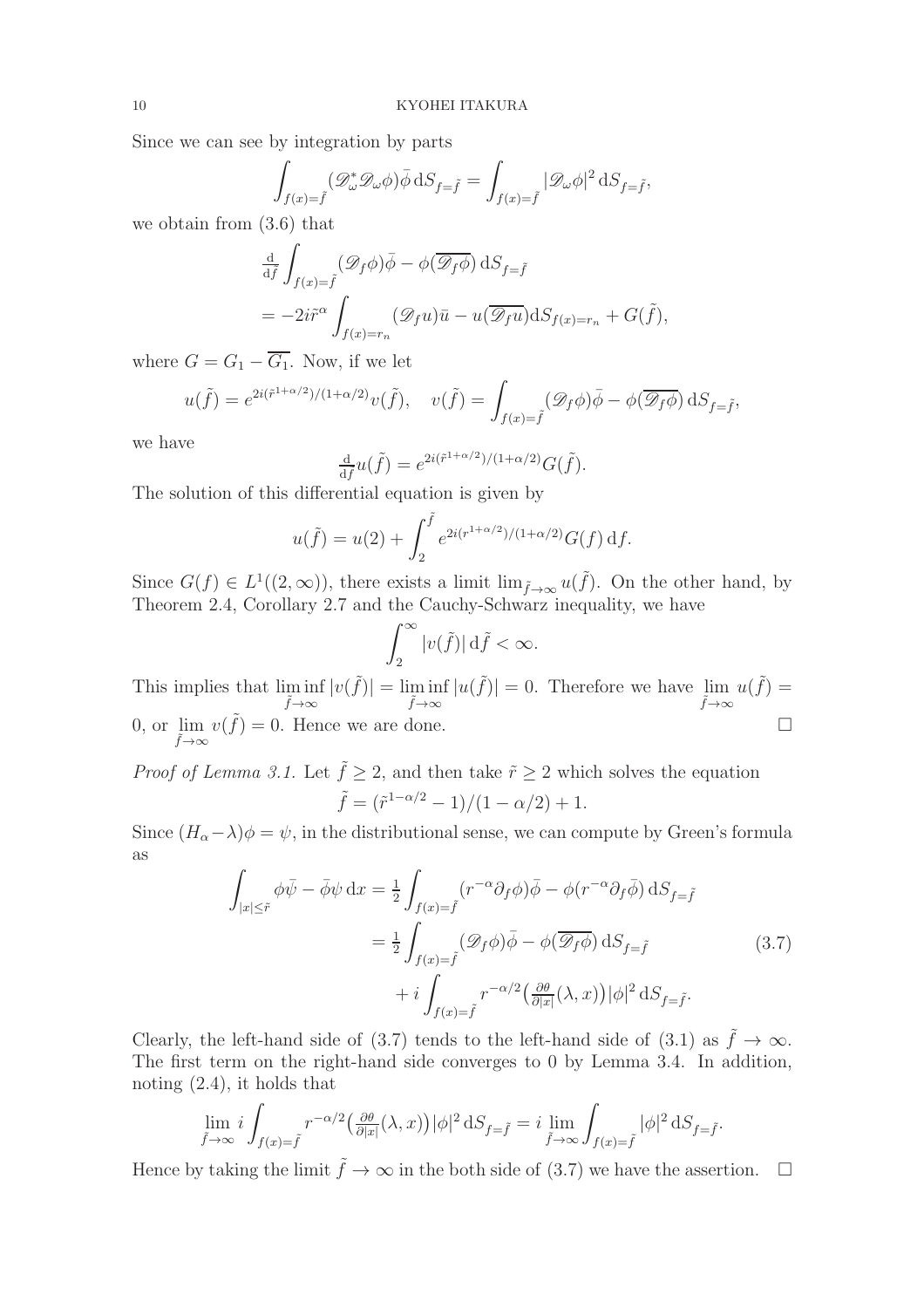Since we can see by integration by parts

$$\int_{f(x)=\tilde{f}} (\mathscr{D}_\omega^* \mathscr{D}_\omega \phi)\bar{\phi}\, \mathrm{d}S_{f=\tilde{f}} = \int_{f(x)=\tilde{f}} |\mathscr{D}_\omega \phi|^2\, \mathrm{d}S_{f=\tilde{f}},$$

we obtain from (3.6) that

$$\begin{aligned}
&\tfrac{\mathrm{d}}{\mathrm{d}\tilde{f}} \int_{f(x)=\tilde{f}} (\mathscr{D}_f \phi)\bar{\phi} - \phi(\overline{\mathscr{D}_f \phi})\, \mathrm{d}S_{f=\tilde{f}} \\
&= -2i\tilde{r}^\alpha \int_{f(x)=r_n} (\mathscr{D}_f u)\bar{u} - u(\overline{\mathscr{D}_f u}) \mathrm{d}S_{f(x)=r_n} + G(\tilde{f}),
\end{aligned}$$

where $G = G_1 - \overline{G_1}$. Now, if we let

$$u(\tilde{f}) = e^{2i(\tilde{r}^{1+\alpha/2})/(1+\alpha/2)} v(\tilde{f}), \quad v(\tilde{f}) = \int_{f(x)=\tilde{f}} (\mathscr{D}_f \phi)\bar{\phi} - \phi(\overline{\mathscr{D}_f \phi})\, \mathrm{d}S_{f=\tilde{f}},$$

we have

$$\tfrac{\mathrm{d}}{\mathrm{d}\tilde{f}} u(\tilde{f}) = e^{2i(\tilde{r}^{1+\alpha/2})/(1+\alpha/2)} G(\tilde{f}).$$

The solution of this differential equation is given by

$$u(\tilde{f}) = u(2) + \int_2^{\tilde{f}} e^{2i(r^{1+\alpha/2})/(1+\alpha/2)} G(f)\, \mathrm{d}f.$$

Since $G(f) \in L^1((2,\infty))$, there exists a limit $\lim_{\tilde{f}\to\infty} u(\tilde{f})$. On the other hand, by Theorem 2.4, Corollary 2.7 and the Cauchy-Schwarz inequality, we have

$$\int_2^\infty |v(\tilde{f})|\, \mathrm{d}\tilde{f} < \infty.$$

This implies that $\liminf_{\tilde{f}\to\infty} |v(\tilde{f})| = \liminf_{\tilde{f}\to\infty} |u(\tilde{f})| = 0$. Therefore we have $\lim_{\tilde{f}\to\infty} u(\tilde{f}) = 0$, or $\lim_{\tilde{f}\to\infty} v(\tilde{f}) = 0$. Hence we are done. $\square$

*Proof of Lemma 3.1.* Let $\tilde{f} \geq 2$, and then take $\tilde{r} \geq 2$ which solves the equation

$$\tilde{f} = (\tilde{r}^{1-\alpha/2} - 1)/(1-\alpha/2) + 1.$$

Since $(H_\alpha - \lambda)\phi = \psi$, in the distributional sense, we can compute by Green's formula as

$$\begin{aligned}
\int_{|x|\leq \tilde{r}} \phi\bar{\psi} - \bar{\phi}\psi\, \mathrm{d}x &= \tfrac{1}{2} \int_{f(x)=\tilde{f}} (r^{-\alpha}\partial_f \phi)\bar{\phi} - \phi(r^{-\alpha}\partial_f \bar{\phi})\, \mathrm{d}S_{f=\tilde{f}} \\
&= \tfrac{1}{2} \int_{f(x)=\tilde{f}} (\mathscr{D}_f \phi)\bar{\phi} - \phi(\overline{\mathscr{D}_f \phi})\, \mathrm{d}S_{f=\tilde{f}} \qquad (3.7) \\
&\quad + i \int_{f(x)=\tilde{f}} r^{-\alpha/2}\big(\tfrac{\partial\theta}{\partial |x|}(\lambda, x)\big)|\phi|^2\, \mathrm{d}S_{f=\tilde{f}}.
\end{aligned}$$

Clearly, the left-hand side of (3.7) tends to the left-hand side of (3.1) as $\tilde{f} \to \infty$. The first term on the right-hand side converges to 0 by Lemma 3.4. In addition, noting (2.4), it holds that

$$\lim_{\tilde{f}\to\infty} i \int_{f(x)=\tilde{f}} r^{-\alpha/2}\big(\tfrac{\partial\theta}{\partial |x|}(\lambda, x)\big)|\phi|^2\, \mathrm{d}S_{f=\tilde{f}} = i \lim_{\tilde{f}\to\infty} \int_{f(x)=\tilde{f}} |\phi|^2\, \mathrm{d}S_{f=\tilde{f}}.$$

Hence by taking the limit $\tilde{f} \to \infty$ in the both side of (3.7) we have the assertion. $\square$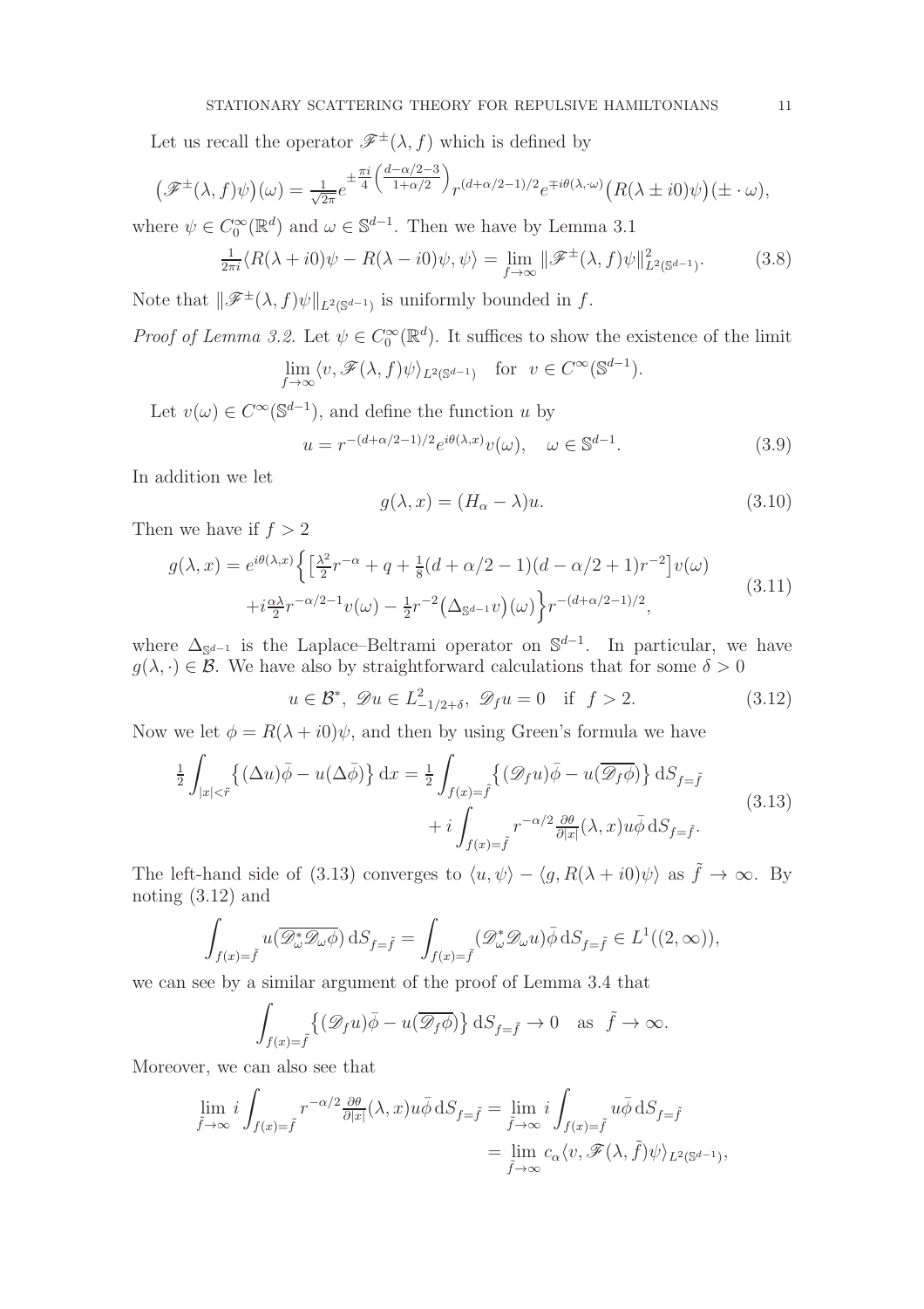Let us recall the operator $\mathscr{F}^{\pm}(\lambda, f)$ which is defined by

$$\big(\mathscr{F}^{\pm}(\lambda,f)\psi\big)(\omega)=\tfrac{1}{\sqrt{2\pi}}e^{\pm\frac{\pi i}{4}\left(\frac{d-\alpha/2-3}{1+\alpha/2}\right)}r^{(d+\alpha/2-1)/2}e^{\mp i\theta(\lambda,\cdot\omega)}\big(R(\lambda\pm i0)\psi\big)(\pm\cdot\omega),$$

where $\psi\in C_0^\infty(\mathbb{R}^d)$ and $\omega\in\mathbb{S}^{d-1}$. Then we have by Lemma 3.1

$$\tfrac{1}{2\pi i}\langle R(\lambda+i0)\psi-R(\lambda-i0)\psi,\psi\rangle=\lim_{f\to\infty}\|\mathscr{F}^{\pm}(\lambda,f)\psi\|^2_{L^2(\mathbb{S}^{d-1})}. \tag{3.8}$$

Note that $\|\mathscr{F}^{\pm}(\lambda,f)\psi\|_{L^2(\mathbb{S}^{d-1})}$ is uniformly bounded in $f$.

*Proof of Lemma 3.2.* Let $\psi\in C_0^\infty(\mathbb{R}^d)$. It suffices to show the existence of the limit

$$\lim_{f\to\infty}\langle v,\mathscr{F}(\lambda,f)\psi\rangle_{L^2(\mathbb{S}^{d-1})}\quad\text{for}\ \ v\in C^\infty(\mathbb{S}^{d-1}).$$

Let $v(\omega)\in C^\infty(\mathbb{S}^{d-1})$, and define the function $u$ by

$$u=r^{-(d+\alpha/2-1)/2}e^{i\theta(\lambda,x)}v(\omega),\quad \omega\in\mathbb{S}^{d-1}. \tag{3.9}$$

In addition we let

$$g(\lambda,x)=(H_\alpha-\lambda)u. \tag{3.10}$$

Then we have if $f>2$

$$\begin{aligned}g(\lambda,x)=e^{i\theta(\lambda,x)}\Big\{&\big[\tfrac{\lambda^2}{2}r^{-\alpha}+q+\tfrac18(d+\alpha/2-1)(d-\alpha/2+1)r^{-2}\big]v(\omega)\\&+i\tfrac{\alpha\lambda}{2}r^{-\alpha/2-1}v(\omega)-\tfrac12 r^{-2}\big(\Delta_{\mathbb{S}^{d-1}}v\big)(\omega)\Big\}r^{-(d+\alpha/2-1)/2},\end{aligned} \tag{3.11}$$

where $\Delta_{\mathbb{S}^{d-1}}$ is the Laplace–Beltrami operator on $\mathbb{S}^{d-1}$. In particular, we have $g(\lambda,\cdot)\in\mathcal{B}$. We have also by straightforward calculations that for some $\delta>0$

$$u\in\mathcal{B}^*,\ \mathscr{D}u\in L^2_{-1/2+\delta},\ \mathscr{D}_f u=0\quad\text{if}\ \ f>2. \tag{3.12}$$

Now we let $\phi=R(\lambda+i0)\psi$, and then by using Green's formula we have

$$\begin{aligned}\tfrac12\int_{|x|<\tilde r}\big\{(\Delta u)\bar\phi-u(\Delta\bar\phi)\big\}\,\mathrm{d}x=\tfrac12\int_{f(x)=\tilde f}\big\{(\mathscr{D}_f u)\bar\phi-u(\overline{\mathscr{D}_f\phi})\big\}\,\mathrm{d}S_{f=\tilde f}\\+i\int_{f(x)=\tilde f}r^{-\alpha/2}\tfrac{\partial\theta}{\partial|x|}(\lambda,x)u\bar\phi\,\mathrm{d}S_{f=\tilde f}.\end{aligned} \tag{3.13}$$

The left-hand side of (3.13) converges to $\langle u,\psi\rangle-\langle g,R(\lambda+i0)\psi\rangle$ as $\tilde f\to\infty$. By noting (3.12) and

$$\int_{f(x)=\tilde f}u(\overline{\mathscr{D}_\omega^*\mathscr{D}_\omega\phi})\,\mathrm{d}S_{f=\tilde f}=\int_{f(x)=\tilde f}(\mathscr{D}_\omega^*\mathscr{D}_\omega u)\bar\phi\,\mathrm{d}S_{f=\tilde f}\in L^1((2,\infty)),$$

we can see by a similar argument of the proof of Lemma 3.4 that

$$\int_{f(x)=\tilde f}\big\{(\mathscr{D}_f u)\bar\phi-u(\overline{\mathscr{D}_f\phi})\big\}\,\mathrm{d}S_{f=\tilde f}\to0\quad\text{as}\ \ \tilde f\to\infty.$$

Moreover, we can also see that

$$\begin{aligned}\lim_{\tilde f\to\infty}i\int_{f(x)=\tilde f}r^{-\alpha/2}\tfrac{\partial\theta}{\partial|x|}(\lambda,x)u\bar\phi\,\mathrm{d}S_{f=\tilde f}&=\lim_{\tilde f\to\infty}i\int_{f(x)=\tilde f}u\bar\phi\,\mathrm{d}S_{f=\tilde f}\\&=\lim_{\tilde f\to\infty}c_\alpha\langle v,\mathscr{F}(\lambda,\tilde f)\psi\rangle_{L^2(\mathbb{S}^{d-1})},\end{aligned}$$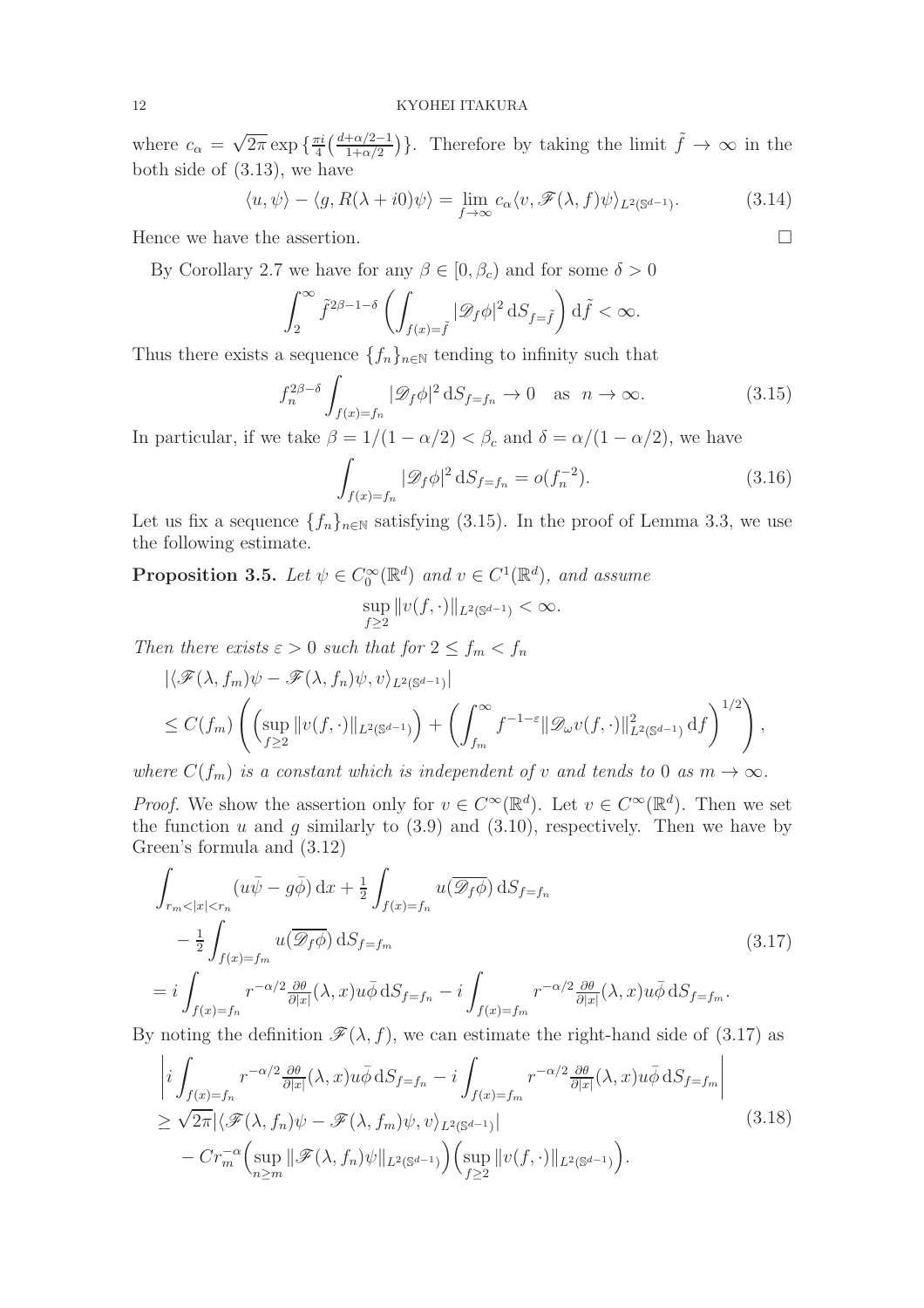where $c_\alpha = \sqrt{2\pi}\exp\{\frac{\pi i}{4}(\frac{d+\alpha/2-1}{1+\alpha/2})\}$. Therefore by taking the limit $\tilde{f} \to \infty$ in the both side of (3.13), we have

$$\langle u, \psi\rangle - \langle g, R(\lambda + i0)\psi\rangle = \lim_{f\to\infty} c_\alpha \langle v, \mathscr{F}(\lambda, f)\psi\rangle_{L^2(\mathbb{S}^{d-1})}. \tag{3.14}$$

Hence we have the assertion. □

By Corollary 2.7 we have for any $\beta \in [0, \beta_c)$ and for some $\delta > 0$

$$\int_2^\infty \tilde{f}^{2\beta-1-\delta}\left(\int_{f(x)=\tilde{f}} |\mathscr{D}_f\phi|^2 \,\mathrm{d}S_{f=\tilde{f}}\right)\mathrm{d}\tilde{f} < \infty.$$

Thus there exists a sequence $\{f_n\}_{n\in\mathbb{N}}$ tending to infinity such that

$$f_n^{2\beta-\delta}\int_{f(x)=f_n} |\mathscr{D}_f\phi|^2 \,\mathrm{d}S_{f=f_n} \to 0 \quad \text{as} \quad n\to\infty. \tag{3.15}$$

In particular, if we take $\beta = 1/(1-\alpha/2) < \beta_c$ and $\delta = \alpha/(1-\alpha/2)$, we have

$$\int_{f(x)=f_n} |\mathscr{D}_f\phi|^2 \,\mathrm{d}S_{f=f_n} = o(f_n^{-2}). \tag{3.16}$$

Let us fix a sequence $\{f_n\}_{n\in\mathbb{N}}$ satisfying (3.15). In the proof of Lemma 3.3, we use the following estimate.

**Proposition 3.5.** *Let $\psi \in C_0^\infty(\mathbb{R}^d)$ and $v \in C^1(\mathbb{R}^d)$, and assume*

$$\sup_{f\geq 2}\|v(f,\cdot)\|_{L^2(\mathbb{S}^{d-1})} < \infty.$$

*Then there exists $\varepsilon > 0$ such that for $2 \leq f_m < f_n$*

$$\begin{aligned}
&|\langle \mathscr{F}(\lambda, f_m)\psi - \mathscr{F}(\lambda, f_n)\psi, v\rangle_{L^2(\mathbb{S}^{d-1})}| \\
&\leq C(f_m)\left(\left(\sup_{f\geq 2}\|v(f,\cdot)\|_{L^2(\mathbb{S}^{d-1})}\right) + \left(\int_{f_m}^\infty f^{-1-\varepsilon}\|\mathscr{D}_\omega v(f,\cdot)\|^2_{L^2(\mathbb{S}^{d-1})}\,\mathrm{d}f\right)^{1/2}\right),
\end{aligned}$$

*where $C(f_m)$ is a constant which is independent of $v$ and tends to $0$ as $m\to\infty$.*

*Proof.* We show the assertion only for $v \in C^\infty(\mathbb{R}^d)$. Let $v \in C^\infty(\mathbb{R}^d)$. Then we set the function $u$ and $g$ similarly to (3.9) and (3.10), respectively. Then we have by Green's formula and (3.12)

$$\begin{aligned}
&\int_{r_m<|x|<r_n} (u\bar{\psi} - g\bar{\phi})\,\mathrm{d}x + \tfrac{1}{2}\int_{f(x)=f_n} u(\overline{\mathscr{D}_f\phi})\,\mathrm{d}S_{f=f_n} \\
&\quad - \tfrac{1}{2}\int_{f(x)=f_m} u(\overline{\mathscr{D}_f\phi})\,\mathrm{d}S_{f=f_m} \\
&= i\int_{f(x)=f_n} r^{-\alpha/2}\tfrac{\partial\theta}{\partial|x|}(\lambda,x)u\bar{\phi}\,\mathrm{d}S_{f=f_n} - i\int_{f(x)=f_m} r^{-\alpha/2}\tfrac{\partial\theta}{\partial|x|}(\lambda,x)u\bar{\phi}\,\mathrm{d}S_{f=f_m}.
\end{aligned} \tag{3.17}$$

By noting the definition $\mathscr{F}(\lambda, f)$, we can estimate the right-hand side of (3.17) as

$$\begin{aligned}
&\left| i\int_{f(x)=f_n} r^{-\alpha/2}\tfrac{\partial\theta}{\partial|x|}(\lambda,x)u\bar{\phi}\,\mathrm{d}S_{f=f_n} - i\int_{f(x)=f_m} r^{-\alpha/2}\tfrac{\partial\theta}{\partial|x|}(\lambda,x)u\bar{\phi}\,\mathrm{d}S_{f=f_m}\right| \\
&\geq \sqrt{2\pi}|\langle \mathscr{F}(\lambda, f_n)\psi - \mathscr{F}(\lambda, f_m)\psi, v\rangle_{L^2(\mathbb{S}^{d-1})}| \\
&\quad - Cr_m^{-\alpha}\Big(\sup_{n\geq m}\|\mathscr{F}(\lambda, f_n)\psi\|_{L^2(\mathbb{S}^{d-1})}\Big)\Big(\sup_{f\geq 2}\|v(f,\cdot)\|_{L^2(\mathbb{S}^{d-1})}\Big).
\end{aligned} \tag{3.18}$$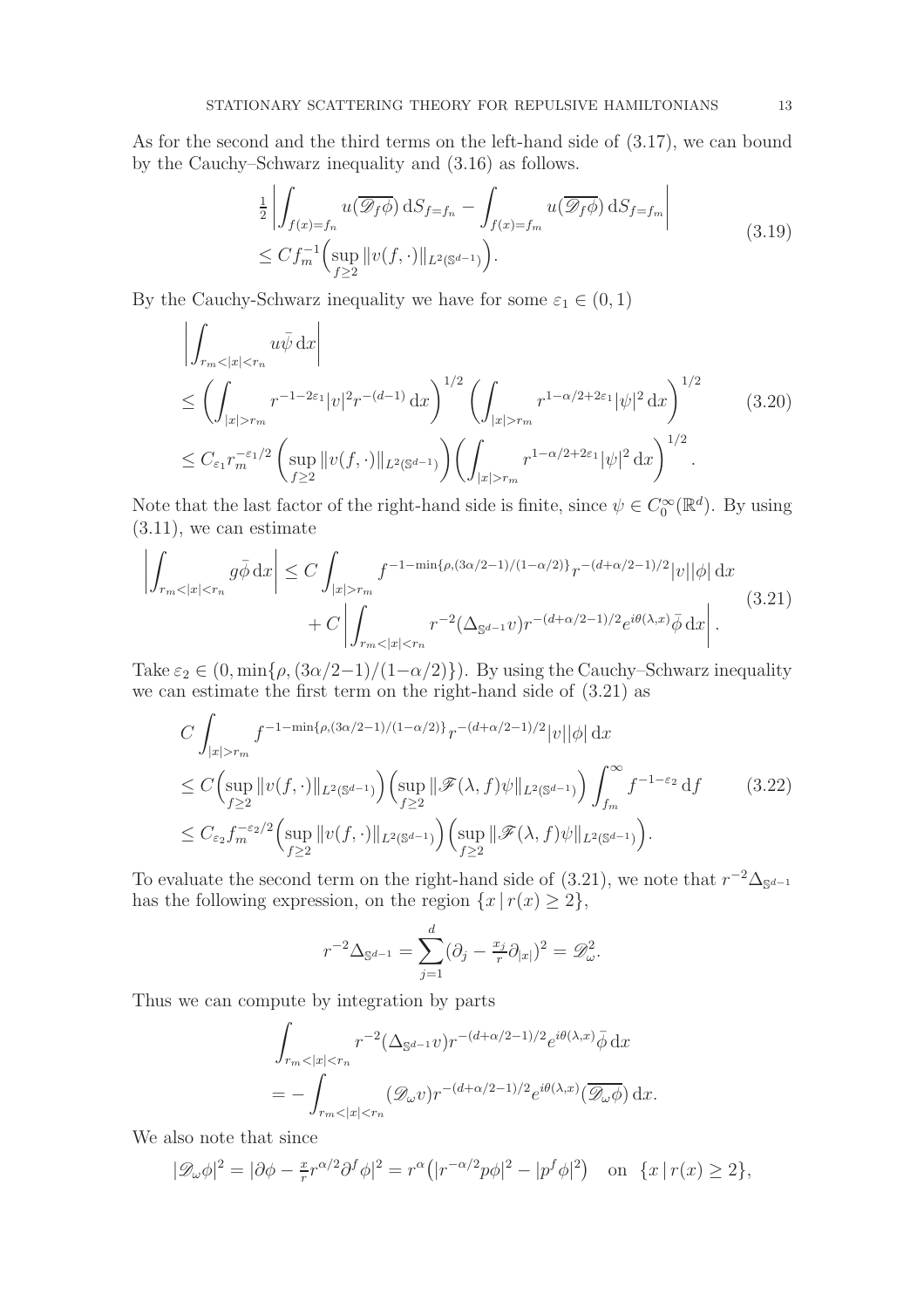As for the second and the third terms on the left-hand side of (3.17), we can bound by the Cauchy–Schwarz inequality and (3.16) as follows.

$$
\begin{aligned}
&\tfrac{1}{2}\left|\int_{f(x)=f_n} u(\overline{\mathscr{D}_f\phi})\,\mathrm{d}S_{f=f_n} - \int_{f(x)=f_m} u(\overline{\mathscr{D}_f\phi})\,\mathrm{d}S_{f=f_m}\right| \\
&\le C f_m^{-1}\Big(\sup_{f\ge 2}\|v(f,\cdot)\|_{L^2(\mathbb{S}^{d-1})}\Big).
\end{aligned}
\tag{3.19}
$$

By the Cauchy-Schwarz inequality we have for some $\varepsilon_1 \in (0,1)$

$$
\begin{aligned}
&\left|\int_{r_m<|x|<r_n} u\bar{\psi}\,\mathrm{d}x\right| \\
&\le \left(\int_{|x|>r_m} r^{-1-2\varepsilon_1}|v|^2 r^{-(d-1)}\,\mathrm{d}x\right)^{1/2}\left(\int_{|x|>r_m} r^{1-\alpha/2+2\varepsilon_1}|\psi|^2\,\mathrm{d}x\right)^{1/2} \\
&\le C_{\varepsilon_1} r_m^{-\varepsilon_1/2}\left(\sup_{f\ge 2}\|v(f,\cdot)\|_{L^2(\mathbb{S}^{d-1})}\right)\left(\int_{|x|>r_m} r^{1-\alpha/2+2\varepsilon_1}|\psi|^2\,\mathrm{d}x\right)^{1/2}.
\end{aligned}
\tag{3.20}
$$

Note that the last factor of the right-hand side is finite, since $\psi \in C_0^\infty(\mathbb{R}^d)$. By using (3.11), we can estimate

$$
\begin{aligned}
\left|\int_{r_m<|x|<r_n} g\bar{\phi}\,\mathrm{d}x\right| \le{}& C\int_{|x|>r_m} f^{-1-\min\{\rho,(3\alpha/2-1)/(1-\alpha/2)\}} r^{-(d+\alpha/2-1)/2}|v||\phi|\,\mathrm{d}x \\
&+ C\left|\int_{r_m<|x|<r_n} r^{-2}(\Delta_{\mathbb{S}^{d-1}}v) r^{-(d+\alpha/2-1)/2}e^{i\theta(\lambda,x)}\bar{\phi}\,\mathrm{d}x\right|.
\end{aligned}
\tag{3.21}
$$

Take $\varepsilon_2 \in (0, \min\{\rho,(3\alpha/2-1)/(1-\alpha/2)\})$. By using the Cauchy–Schwarz inequality we can estimate the first term on the right-hand side of (3.21) as

$$
\begin{aligned}
&C\int_{|x|>r_m} f^{-1-\min\{\rho,(3\alpha/2-1)/(1-\alpha/2)\}} r^{-(d+\alpha/2-1)/2}|v||\phi|\,\mathrm{d}x \\
&\le C\Big(\sup_{f\ge 2}\|v(f,\cdot)\|_{L^2(\mathbb{S}^{d-1})}\Big)\Big(\sup_{f\ge 2}\|\mathscr{F}(\lambda,f)\psi\|_{L^2(\mathbb{S}^{d-1})}\Big)\int_{f_m}^\infty f^{-1-\varepsilon_2}\,\mathrm{d}f \\
&\le C_{\varepsilon_2} f_m^{-\varepsilon_2/2}\Big(\sup_{f\ge 2}\|v(f,\cdot)\|_{L^2(\mathbb{S}^{d-1})}\Big)\Big(\sup_{f\ge 2}\|\mathscr{F}(\lambda,f)\psi\|_{L^2(\mathbb{S}^{d-1})}\Big).
\end{aligned}
\tag{3.22}
$$

To evaluate the second term on the right-hand side of (3.21), we note that $r^{-2}\Delta_{\mathbb{S}^{d-1}}$ has the following expression, on the region $\{x \,|\, r(x) \ge 2\}$,

$$
r^{-2}\Delta_{\mathbb{S}^{d-1}} = \sum_{j=1}^d (\partial_j - \tfrac{x_j}{r}\partial_{|x|})^2 = \mathscr{D}_\omega^2.
$$

Thus we can compute by integration by parts

$$
\begin{aligned}
&\int_{r_m<|x|<r_n} r^{-2}(\Delta_{\mathbb{S}^{d-1}}v) r^{-(d+\alpha/2-1)/2}e^{i\theta(\lambda,x)}\bar{\phi}\,\mathrm{d}x \\
&= -\int_{r_m<|x|<r_n} (\mathscr{D}_\omega v) r^{-(d+\alpha/2-1)/2}e^{i\theta(\lambda,x)}(\overline{\mathscr{D}_\omega\phi})\,\mathrm{d}x.
\end{aligned}
$$

We also note that since

$$
|\mathscr{D}_\omega\phi|^2 = |\partial\phi - \tfrac{x}{r}r^{\alpha/2}\partial^f\phi|^2 = r^\alpha\big(|r^{-\alpha/2}p\phi|^2 - |p^f\phi|^2\big) \quad \text{on } \{x \,|\, r(x) \ge 2\},
$$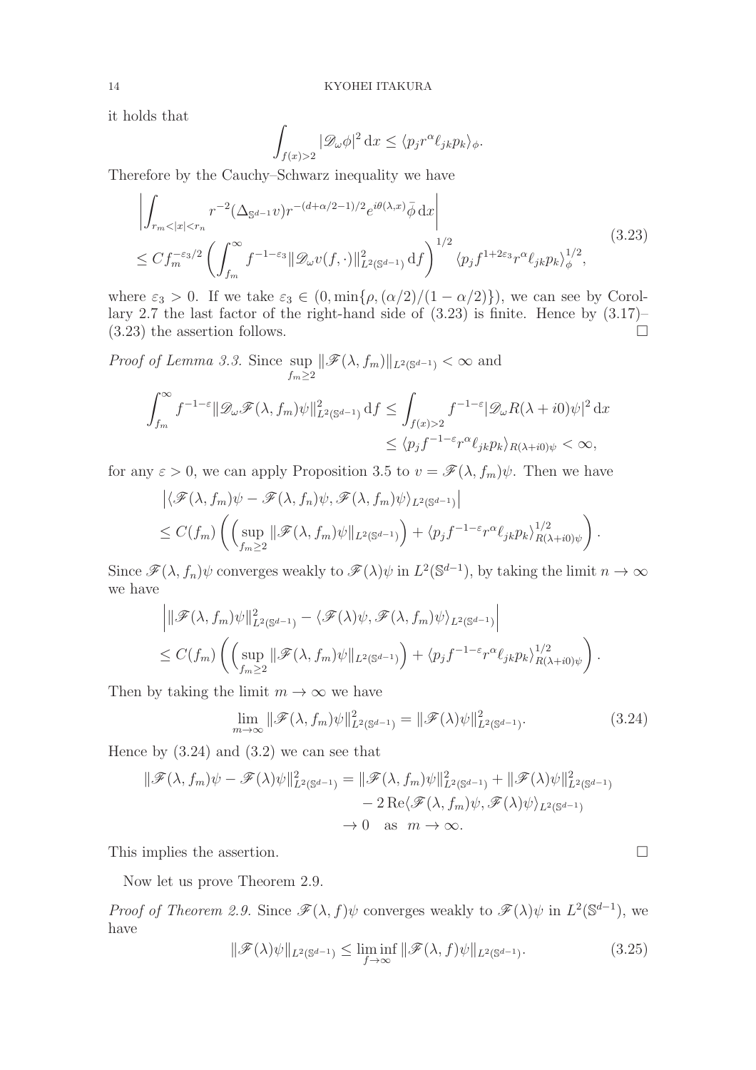it holds that

$$\int_{f(x)>2} |\mathscr{D}_\omega \phi|^2 \, \mathrm{d}x \le \langle p_j r^\alpha \ell_{jk} p_k \rangle_\phi.$$

Therefore by the Cauchy–Schwarz inequality we have

$$\begin{aligned}
&\left| \int_{r_m<|x|<r_n} r^{-2} (\Delta_{\mathbb{S}^{d-1}} v) r^{-(d+\alpha/2-1)/2} e^{i\theta(\lambda,x)} \bar{\phi} \, \mathrm{d}x \right| \\
&\le C f_m^{-\varepsilon_3/2} \left( \int_{f_m}^\infty f^{-1-\varepsilon_3} \|\mathscr{D}_\omega v(f,\cdot)\|^2_{L^2(\mathbb{S}^{d-1})} \, \mathrm{d}f \right)^{1/2} \langle p_j f^{1+2\varepsilon_3} r^\alpha \ell_{jk} p_k \rangle_\phi^{1/2},
\end{aligned} \tag{3.23}$$

where $\varepsilon_3 > 0$. If we take $\varepsilon_3 \in (0, \min\{\rho, (\alpha/2)/(1-\alpha/2)\})$, we can see by Corollary 2.7 the last factor of the right-hand side of (3.23) is finite. Hence by (3.17)–(3.23) the assertion follows. $\square$

*Proof of Lemma 3.3.* Since $\sup_{f_m \ge 2} \|\mathscr{F}(\lambda, f_m)\|_{L^2(\mathbb{S}^{d-1})} < \infty$ and

$$\begin{aligned}
\int_{f_m}^\infty f^{-1-\varepsilon} \|\mathscr{D}_\omega \mathscr{F}(\lambda, f_m)\psi\|^2_{L^2(\mathbb{S}^{d-1})} \, \mathrm{d}f &\le \int_{f(x)>2} f^{-1-\varepsilon} |\mathscr{D}_\omega R(\lambda+i0)\psi|^2 \, \mathrm{d}x \\
&\le \langle p_j f^{-1-\varepsilon} r^\alpha \ell_{jk} p_k \rangle_{R(\lambda+i0)\psi} < \infty,
\end{aligned}$$

for any $\varepsilon > 0$, we can apply Proposition 3.5 to $v = \mathscr{F}(\lambda, f_m)\psi$. Then we have

$$\begin{aligned}
&\left| \langle \mathscr{F}(\lambda, f_m)\psi - \mathscr{F}(\lambda, f_n)\psi, \mathscr{F}(\lambda, f_m)\psi \rangle_{L^2(\mathbb{S}^{d-1})} \right| \\
&\le C(f_m) \left( \left( \sup_{f_m \ge 2} \|\mathscr{F}(\lambda, f_m)\psi\|_{L^2(\mathbb{S}^{d-1})} \right) + \langle p_j f^{-1-\varepsilon} r^\alpha \ell_{jk} p_k \rangle_{R(\lambda+i0)\psi}^{1/2} \right).
\end{aligned}$$

Since $\mathscr{F}(\lambda, f_n)\psi$ converges weakly to $\mathscr{F}(\lambda)\psi$ in $L^2(\mathbb{S}^{d-1})$, by taking the limit $n \to \infty$ we have

$$\begin{aligned}
&\left| \|\mathscr{F}(\lambda, f_m)\psi\|^2_{L^2(\mathbb{S}^{d-1})} - \langle \mathscr{F}(\lambda)\psi, \mathscr{F}(\lambda, f_m)\psi \rangle_{L^2(\mathbb{S}^{d-1})} \right| \\
&\le C(f_m) \left( \left( \sup_{f_m \ge 2} \|\mathscr{F}(\lambda, f_m)\psi\|_{L^2(\mathbb{S}^{d-1})} \right) + \langle p_j f^{-1-\varepsilon} r^\alpha \ell_{jk} p_k \rangle_{R(\lambda+i0)\psi}^{1/2} \right).
\end{aligned}$$

Then by taking the limit $m \to \infty$ we have

$$\lim_{m\to\infty} \|\mathscr{F}(\lambda, f_m)\psi\|^2_{L^2(\mathbb{S}^{d-1})} = \|\mathscr{F}(\lambda)\psi\|^2_{L^2(\mathbb{S}^{d-1})}. \tag{3.24}$$

Hence by (3.24) and (3.2) we can see that

$$\begin{aligned}
\|\mathscr{F}(\lambda, f_m)\psi - \mathscr{F}(\lambda)\psi\|^2_{L^2(\mathbb{S}^{d-1})} &= \|\mathscr{F}(\lambda, f_m)\psi\|^2_{L^2(\mathbb{S}^{d-1})} + \|\mathscr{F}(\lambda)\psi\|^2_{L^2(\mathbb{S}^{d-1})} \\
&\quad - 2\,\mathrm{Re}\langle \mathscr{F}(\lambda, f_m)\psi, \mathscr{F}(\lambda)\psi \rangle_{L^2(\mathbb{S}^{d-1})} \\
&\to 0 \quad \text{as} \quad m \to \infty.
\end{aligned}$$

This implies the assertion. $\square$

Now let us prove Theorem 2.9.

*Proof of Theorem 2.9.* Since $\mathscr{F}(\lambda, f)\psi$ converges weakly to $\mathscr{F}(\lambda)\psi$ in $L^2(\mathbb{S}^{d-1})$, we have

$$\|\mathscr{F}(\lambda)\psi\|_{L^2(\mathbb{S}^{d-1})} \le \liminf_{f\to\infty} \|\mathscr{F}(\lambda, f)\psi\|_{L^2(\mathbb{S}^{d-1})}. \tag{3.25}$$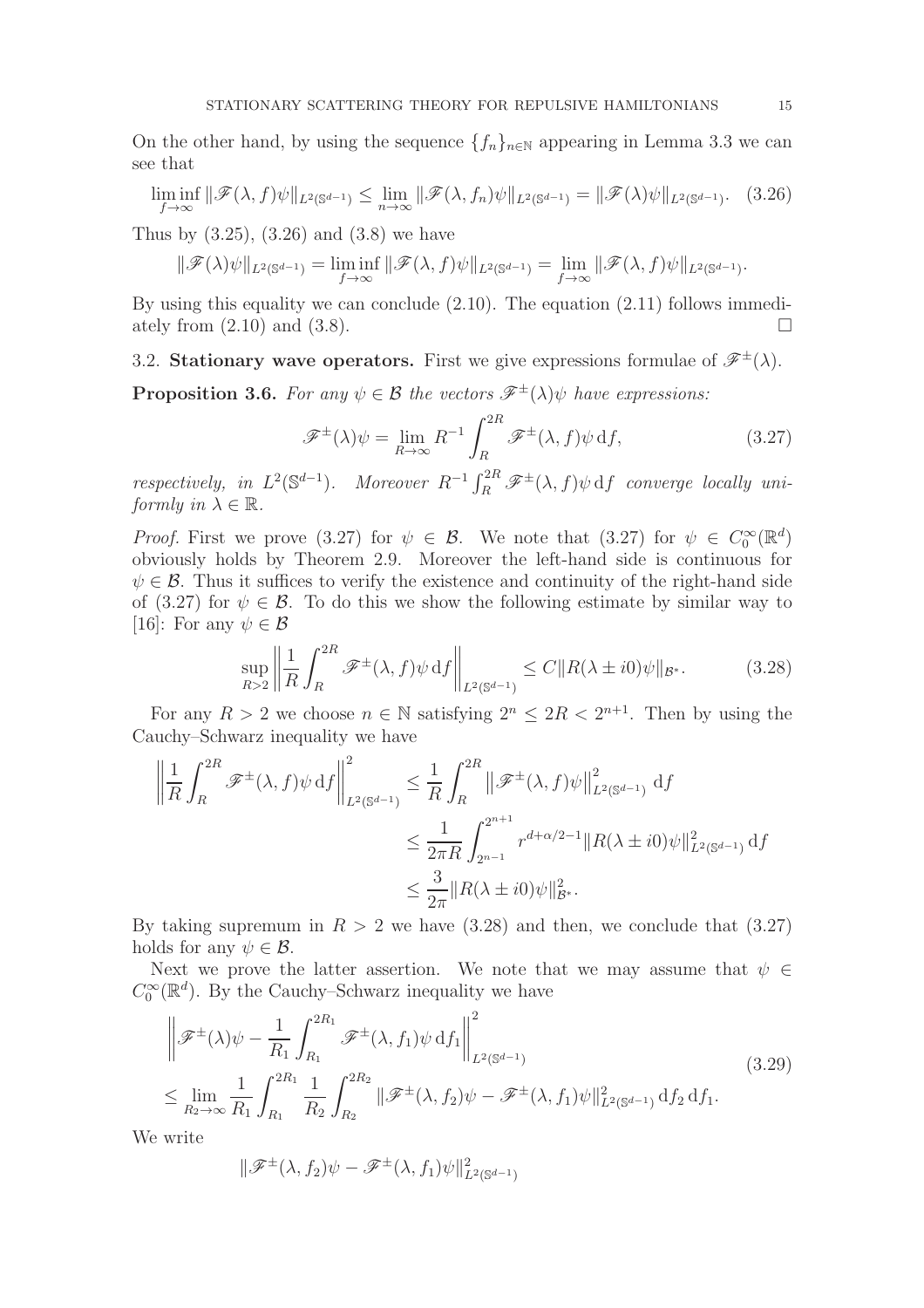On the other hand, by using the sequence $\{f_n\}_{n\in\mathbb{N}}$ appearing in Lemma 3.3 we can see that

$$\liminf_{f\to\infty} \|\mathscr{F}(\lambda, f)\psi\|_{L^2(\mathbb{S}^{d-1})} \le \lim_{n\to\infty} \|\mathscr{F}(\lambda, f_n)\psi\|_{L^2(\mathbb{S}^{d-1})} = \|\mathscr{F}(\lambda)\psi\|_{L^2(\mathbb{S}^{d-1})}. \quad (3.26)$$

Thus by (3.25), (3.26) and (3.8) we have

$$\|\mathscr{F}(\lambda)\psi\|_{L^2(\mathbb{S}^{d-1})} = \liminf_{f\to\infty} \|\mathscr{F}(\lambda, f)\psi\|_{L^2(\mathbb{S}^{d-1})} = \lim_{f\to\infty} \|\mathscr{F}(\lambda, f)\psi\|_{L^2(\mathbb{S}^{d-1})}.$$

By using this equality we can conclude (2.10). The equation (2.11) follows immediately from (2.10) and (3.8). $\square$

### 3.2. Stationary wave operators.

First we give expressions formulae of $\mathscr{F}^{\pm}(\lambda)$.

**Proposition 3.6.** *For any $\psi \in \mathcal{B}$ the vectors $\mathscr{F}^{\pm}(\lambda)\psi$ have expressions:*

$$\mathscr{F}^{\pm}(\lambda)\psi = \lim_{R\to\infty} R^{-1} \int_R^{2R} \mathscr{F}^{\pm}(\lambda, f)\psi \,\mathrm{d}f, \quad (3.27)$$

*respectively, in $L^2(\mathbb{S}^{d-1})$. Moreover $R^{-1}\int_R^{2R} \mathscr{F}^{\pm}(\lambda, f)\psi \,\mathrm{d}f$ converge locally uniformly in $\lambda \in \mathbb{R}$.*

*Proof.* First we prove (3.27) for $\psi \in \mathcal{B}$. We note that (3.27) for $\psi \in C_0^\infty(\mathbb{R}^d)$ obviously holds by Theorem 2.9. Moreover the left-hand side is continuous for $\psi \in \mathcal{B}$. Thus it suffices to verify the existence and continuity of the right-hand side of (3.27) for $\psi \in \mathcal{B}$. To do this we show the following estimate by similar way to [16]: For any $\psi \in \mathcal{B}$

$$\sup_{R>2} \left\| \frac{1}{R} \int_R^{2R} \mathscr{F}^{\pm}(\lambda, f)\psi \,\mathrm{d}f \right\|_{L^2(\mathbb{S}^{d-1})} \le C\|R(\lambda \pm i0)\psi\|_{\mathcal{B}^*}. \quad (3.28)$$

For any $R > 2$ we choose $n \in \mathbb{N}$ satisfying $2^n \le 2R < 2^{n+1}$. Then by using the Cauchy–Schwarz inequality we have

$$\begin{aligned}
\left\| \frac{1}{R} \int_R^{2R} \mathscr{F}^{\pm}(\lambda, f)\psi \,\mathrm{d}f \right\|^2_{L^2(\mathbb{S}^{d-1})} &\le \frac{1}{R} \int_R^{2R} \left\| \mathscr{F}^{\pm}(\lambda, f)\psi \right\|^2_{L^2(\mathbb{S}^{d-1})} \,\mathrm{d}f \\
&\le \frac{1}{2\pi R} \int_{2^{n-1}}^{2^{n+1}} r^{d+\alpha/2-1} \|R(\lambda \pm i0)\psi\|^2_{L^2(\mathbb{S}^{d-1})} \,\mathrm{d}f \\
&\le \frac{3}{2\pi} \|R(\lambda \pm i0)\psi\|^2_{\mathcal{B}^*}.
\end{aligned}$$

By taking supremum in $R > 2$ we have (3.28) and then, we conclude that (3.27) holds for any $\psi \in \mathcal{B}$.

Next we prove the latter assertion. We note that we may assume that $\psi \in C_0^\infty(\mathbb{R}^d)$. By the Cauchy–Schwarz inequality we have

$$\begin{aligned}
&\left\| \mathscr{F}^{\pm}(\lambda)\psi - \frac{1}{R_1} \int_{R_1}^{2R_1} \mathscr{F}^{\pm}(\lambda, f_1)\psi \,\mathrm{d}f_1 \right\|^2_{L^2(\mathbb{S}^{d-1})} \\
&\le \lim_{R_2\to\infty} \frac{1}{R_1} \int_{R_1}^{2R_1} \frac{1}{R_2} \int_{R_2}^{2R_2} \|\mathscr{F}^{\pm}(\lambda, f_2)\psi - \mathscr{F}^{\pm}(\lambda, f_1)\psi\|^2_{L^2(\mathbb{S}^{d-1})} \,\mathrm{d}f_2 \,\mathrm{d}f_1.
\end{aligned} \quad (3.29)$$

We write

$$\|\mathscr{F}^{\pm}(\lambda, f_2)\psi - \mathscr{F}^{\pm}(\lambda, f_1)\psi\|^2_{L^2(\mathbb{S}^{d-1})}$$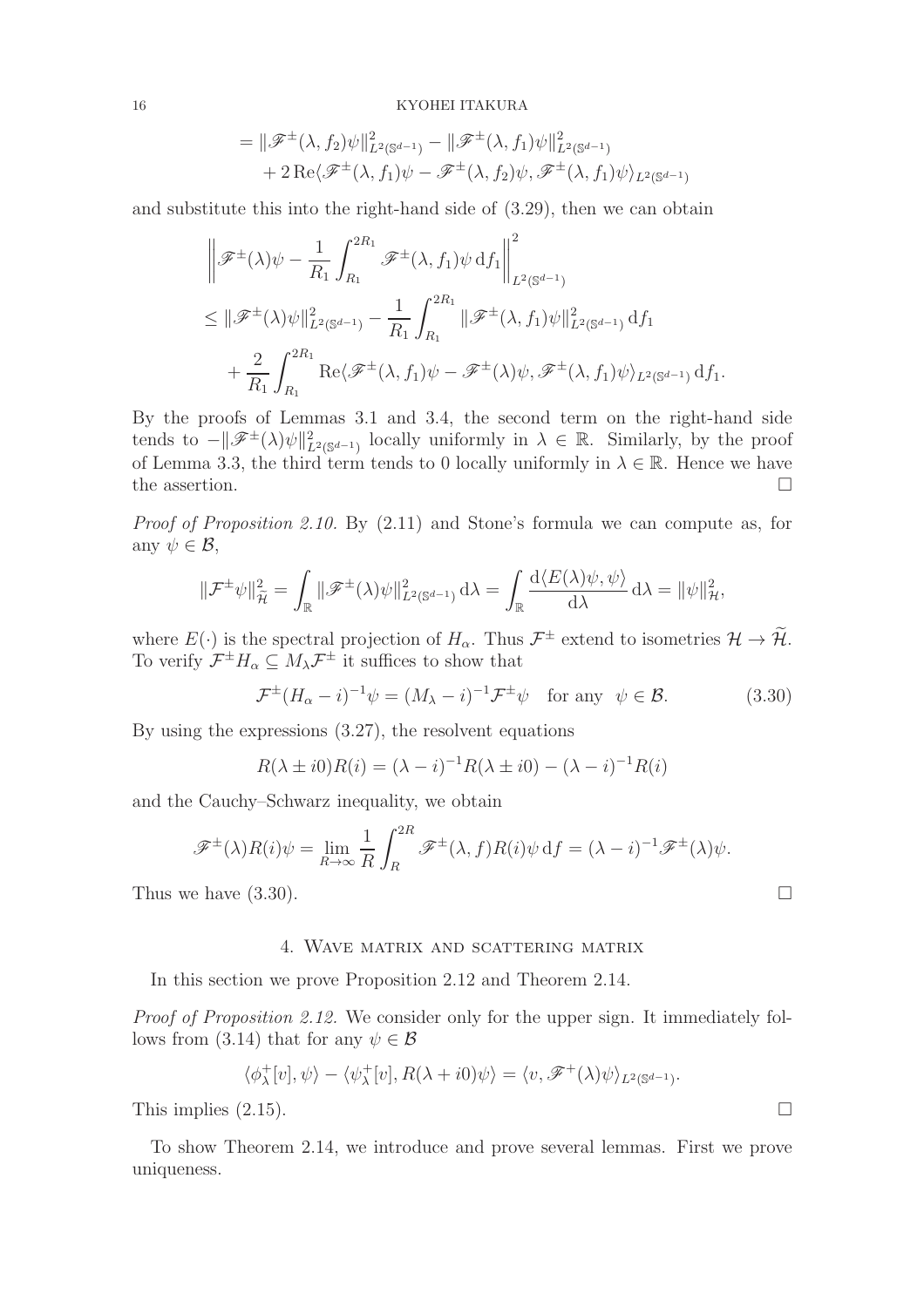$$
\begin{aligned}
&= \|\mathscr{F}^\pm(\lambda, f_2)\psi\|^2_{L^2(\mathbb{S}^{d-1})} - \|\mathscr{F}^\pm(\lambda, f_1)\psi\|^2_{L^2(\mathbb{S}^{d-1})} \\
&\quad + 2\,\mathrm{Re}\langle \mathscr{F}^\pm(\lambda, f_1)\psi - \mathscr{F}^\pm(\lambda, f_2)\psi, \mathscr{F}^\pm(\lambda, f_1)\psi\rangle_{L^2(\mathbb{S}^{d-1})}
\end{aligned}
$$

and substitute this into the right-hand side of (3.29), then we can obtain

$$
\begin{aligned}
&\left\| \mathscr{F}^\pm(\lambda)\psi - \frac{1}{R_1}\int_{R_1}^{2R_1} \mathscr{F}^\pm(\lambda, f_1)\psi \,\mathrm{d}f_1 \right\|^2_{L^2(\mathbb{S}^{d-1})} \\
&\le \|\mathscr{F}^\pm(\lambda)\psi\|^2_{L^2(\mathbb{S}^{d-1})} - \frac{1}{R_1}\int_{R_1}^{2R_1} \|\mathscr{F}^\pm(\lambda, f_1)\psi\|^2_{L^2(\mathbb{S}^{d-1})}\,\mathrm{d}f_1 \\
&\quad + \frac{2}{R_1}\int_{R_1}^{2R_1} \mathrm{Re}\langle \mathscr{F}^\pm(\lambda, f_1)\psi - \mathscr{F}^\pm(\lambda)\psi, \mathscr{F}^\pm(\lambda, f_1)\psi\rangle_{L^2(\mathbb{S}^{d-1})}\,\mathrm{d}f_1.
\end{aligned}
$$

By the proofs of Lemmas 3.1 and 3.4, the second term on the right-hand side tends to $-\|\mathscr{F}^\pm(\lambda)\psi\|^2_{L^2(\mathbb{S}^{d-1})}$ locally uniformly in $\lambda \in \mathbb{R}$. Similarly, by the proof of Lemma 3.3, the third term tends to 0 locally uniformly in $\lambda \in \mathbb{R}$. Hence we have the assertion. $\square$

*Proof of Proposition 2.10.* By (2.11) and Stone's formula we can compute as, for any $\psi \in \mathcal{B}$,

$$
\|\mathcal{F}^\pm\psi\|^2_{\widetilde{\mathcal{H}}} = \int_{\mathbb{R}} \|\mathscr{F}^\pm(\lambda)\psi\|^2_{L^2(\mathbb{S}^{d-1})}\,\mathrm{d}\lambda = \int_{\mathbb{R}} \frac{\mathrm{d}\langle E(\lambda)\psi, \psi\rangle}{\mathrm{d}\lambda}\,\mathrm{d}\lambda = \|\psi\|^2_{\mathcal{H}},
$$

where $E(\cdot)$ is the spectral projection of $H_\alpha$. Thus $\mathcal{F}^\pm$ extend to isometries $\mathcal{H} \to \widetilde{\mathcal{H}}$. To verify $\mathcal{F}^\pm H_\alpha \subseteq M_\lambda \mathcal{F}^\pm$ it suffices to show that

$$
\mathcal{F}^\pm(H_\alpha - i)^{-1}\psi = (M_\lambda - i)^{-1}\mathcal{F}^\pm\psi \quad \text{for any} \quad \psi \in \mathcal{B}. \tag{3.30}
$$

By using the expressions (3.27), the resolvent equations

$$
R(\lambda \pm i0)R(i) = (\lambda - i)^{-1}R(\lambda \pm i0) - (\lambda - i)^{-1}R(i)
$$

and the Cauchy–Schwarz inequality, we obtain

$$
\mathscr{F}^\pm(\lambda)R(i)\psi = \lim_{R\to\infty}\frac{1}{R}\int_R^{2R} \mathscr{F}^\pm(\lambda, f)R(i)\psi\,\mathrm{d}f = (\lambda - i)^{-1}\mathscr{F}^\pm(\lambda)\psi.
$$

Thus we have (3.30). $\square$

## 4. Wave matrix and scattering matrix

In this section we prove Proposition 2.12 and Theorem 2.14.

*Proof of Proposition 2.12.* We consider only for the upper sign. It immediately follows from (3.14) that for any $\psi \in \mathcal{B}$

$$
\langle \phi^+_\lambda[v], \psi\rangle - \langle \psi^+_\lambda[v], R(\lambda + i0)\psi\rangle = \langle v, \mathscr{F}^+(\lambda)\psi\rangle_{L^2(\mathbb{S}^{d-1})}.
$$

This implies (2.15). $\square$

To show Theorem 2.14, we introduce and prove several lemmas. First we prove uniqueness.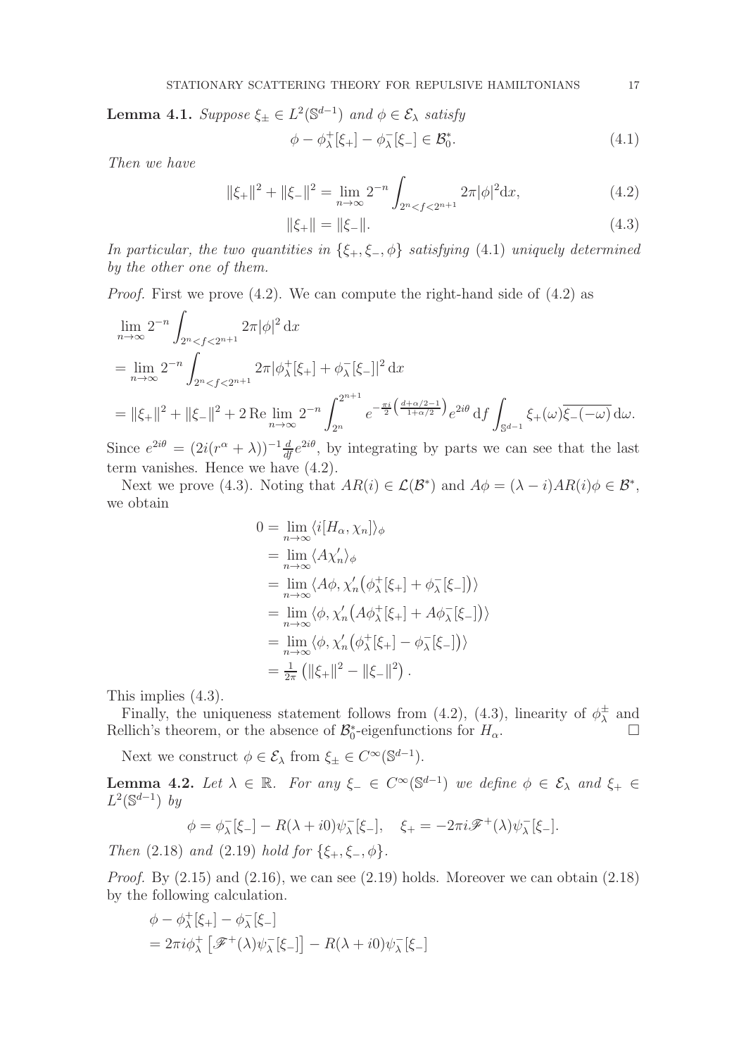**Lemma 4.1.** *Suppose $\xi_\pm \in L^2(\mathbb{S}^{d-1})$ and $\phi \in \mathcal{E}_\lambda$ satisfy*

$$\phi - \phi^+_\lambda[\xi_+] - \phi^-_\lambda[\xi_-] \in \mathcal{B}^*_0. \tag{4.1}$$

*Then we have*

$$\|\xi_+\|^2 + \|\xi_-\|^2 = \lim_{n\to\infty} 2^{-n} \int_{2^n < f < 2^{n+1}} 2\pi|\phi|^2 \mathrm{d}x, \tag{4.2}$$

$$\|\xi_+\| = \|\xi_-\|. \tag{4.3}$$

*In particular, the two quantities in $\{\xi_+, \xi_-, \phi\}$ satisfying (4.1) uniquely determined by the other one of them.*

*Proof.* First we prove (4.2). We can compute the right-hand side of (4.2) as

$$\begin{aligned}
&\lim_{n\to\infty} 2^{-n} \int_{2^n < f < 2^{n+1}} 2\pi|\phi|^2 \,\mathrm{d}x \\
&= \lim_{n\to\infty} 2^{-n} \int_{2^n < f < 2^{n+1}} 2\pi|\phi^+_\lambda[\xi_+] + \phi^-_\lambda[\xi_-]|^2 \,\mathrm{d}x \\
&= \|\xi_+\|^2 + \|\xi_-\|^2 + 2\,\mathrm{Re} \lim_{n\to\infty} 2^{-n} \int_{2^n}^{2^{n+1}} e^{-\frac{\pi i}{2}\left(\frac{d+\alpha/2-1}{1+\alpha/2}\right)} e^{2i\theta} \,\mathrm{d}f \int_{\mathbb{S}^{d-1}} \xi_+(\omega)\overline{\xi_-(-\omega)} \,\mathrm{d}\omega.
\end{aligned}$$

Since $e^{2i\theta} = (2i(r^\alpha + \lambda))^{-1} \frac{d}{df} e^{2i\theta}$, by integrating by parts we can see that the last term vanishes. Hence we have (4.2).

Next we prove (4.3). Noting that $AR(i) \in \mathcal{L}(\mathcal{B}^*)$ and $A\phi = (\lambda - i)AR(i)\phi \in \mathcal{B}^*$, we obtain

$$\begin{aligned}
0 &= \lim_{n\to\infty} \langle i[H_\alpha, \chi_n]\rangle_\phi \\
&= \lim_{n\to\infty} \langle A\chi_n'\rangle_\phi \\
&= \lim_{n\to\infty} \langle A\phi, \chi_n'\big(\phi^+_\lambda[\xi_+] + \phi^-_\lambda[\xi_-]\big)\rangle \\
&= \lim_{n\to\infty} \langle \phi, \chi_n'\big(A\phi^+_\lambda[\xi_+] + A\phi^-_\lambda[\xi_-]\big)\rangle \\
&= \lim_{n\to\infty} \langle \phi, \chi_n'\big(\phi^+_\lambda[\xi_+] - \phi^-_\lambda[\xi_-]\big)\rangle \\
&= \tfrac{1}{2\pi}\left(\|\xi_+\|^2 - \|\xi_-\|^2\right).
\end{aligned}$$

This implies (4.3).

Finally, the uniqueness statement follows from (4.2), (4.3), linearity of $\phi^\pm_\lambda$ and Rellich's theorem, or the absence of $\mathcal{B}^*_0$-eigenfunctions for $H_\alpha$. □

Next we construct $\phi \in \mathcal{E}_\lambda$ from $\xi_\pm \in C^\infty(\mathbb{S}^{d-1})$.

**Lemma 4.2.** *Let $\lambda \in \mathbb{R}$. For any $\xi_- \in C^\infty(\mathbb{S}^{d-1})$ we define $\phi \in \mathcal{E}_\lambda$ and $\xi_+ \in L^2(\mathbb{S}^{d-1})$ by*

$$\phi = \phi^-_\lambda[\xi_-] - R(\lambda + i0)\psi^-_\lambda[\xi_-], \quad \xi_+ = -2\pi i \mathscr{F}^+(\lambda)\psi^-_\lambda[\xi_-].$$

*Then (2.18) and (2.19) hold for $\{\xi_+, \xi_-, \phi\}$.*

*Proof.* By (2.15) and (2.16), we can see (2.19) holds. Moreover we can obtain (2.18) by the following calculation.

$$\begin{aligned}
&\phi - \phi^+_\lambda[\xi_+] - \phi^-_\lambda[\xi_-] \\
&= 2\pi i \phi^+_\lambda\left[\mathscr{F}^+(\lambda)\psi^-_\lambda[\xi_-]\right] - R(\lambda + i0)\psi^-_\lambda[\xi_-]
\end{aligned}$$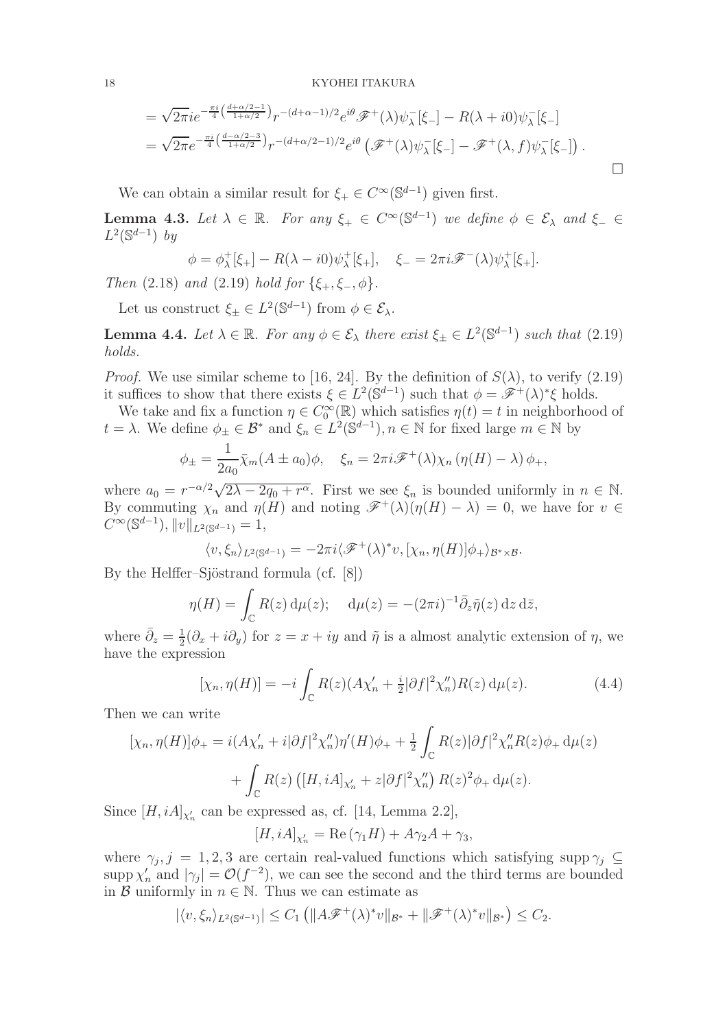$$= \sqrt{2\pi} i e^{-\frac{\pi i}{4}\left(\frac{d+\alpha/2-1}{1+\alpha/2}\right)} r^{-(d+\alpha-1)/2} e^{i\theta} \mathscr{F}^+(\lambda)\psi_\lambda^-[\xi_-] - R(\lambda+i0)\psi_\lambda^-[\xi_-]$$

$$= \sqrt{2\pi} e^{-\frac{\pi i}{4}\left(\frac{d-\alpha/2-3}{1+\alpha/2}\right)} r^{-(d+\alpha/2-1)/2} e^{i\theta} \left(\mathscr{F}^+(\lambda)\psi_\lambda^-[\xi_-] - \mathscr{F}^+(\lambda, f)\psi_\lambda^-[\xi_-]\right).$$

□

We can obtain a similar result for $\xi_+ \in C^\infty(\mathbb{S}^{d-1})$ given first.

**Lemma 4.3.** *Let $\lambda \in \mathbb{R}$. For any $\xi_+ \in C^\infty(\mathbb{S}^{d-1})$ we define $\phi \in \mathcal{E}_\lambda$ and $\xi_- \in L^2(\mathbb{S}^{d-1})$ by*

$$\phi = \phi_\lambda^+[\xi_+] - R(\lambda - i0)\psi_\lambda^+[\xi_+], \quad \xi_- = 2\pi i \mathscr{F}^-(\lambda)\psi_\lambda^+[\xi_+].$$

*Then* (2.18) *and* (2.19) *hold for $\{\xi_+, \xi_-, \phi\}$.*

Let us construct $\xi_\pm \in L^2(\mathbb{S}^{d-1})$ from $\phi \in \mathcal{E}_\lambda$.

**Lemma 4.4.** *Let $\lambda \in \mathbb{R}$. For any $\phi \in \mathcal{E}_\lambda$ there exist $\xi_\pm \in L^2(\mathbb{S}^{d-1})$ such that* (2.19) *holds.*

*Proof.* We use similar scheme to [16, 24]. By the definition of $S(\lambda)$, to verify (2.19) it suffices to show that there exists $\xi \in L^2(\mathbb{S}^{d-1})$ such that $\phi = \mathscr{F}^+(\lambda)^*\xi$ holds.

We take and fix a function $\eta \in C_0^\infty(\mathbb{R})$ which satisfies $\eta(t) = t$ in neighborhood of $t = \lambda$. We define $\phi_\pm \in \mathcal{B}^*$ and $\xi_n \in L^2(\mathbb{S}^{d-1}), n \in \mathbb{N}$ for fixed large $m \in \mathbb{N}$ by

$$\phi_\pm = \frac{1}{2a_0}\bar{\chi}_m(A \pm a_0)\phi, \quad \xi_n = 2\pi i \mathscr{F}^+(\lambda)\chi_n\left(\eta(H) - \lambda\right)\phi_+,$$

where $a_0 = r^{-\alpha/2}\sqrt{2\lambda - 2q_0 + r^\alpha}$. First we see $\xi_n$ is bounded uniformly in $n \in \mathbb{N}$. By commuting $\chi_n$ and $\eta(H)$ and noting $\mathscr{F}^+(\lambda)(\eta(H) - \lambda) = 0$, we have for $v \in C^\infty(\mathbb{S}^{d-1}), \|v\|_{L^2(\mathbb{S}^{d-1})} = 1$,

$$\langle v, \xi_n\rangle_{L^2(\mathbb{S}^{d-1})} = -2\pi i \langle \mathscr{F}^+(\lambda)^* v, [\chi_n, \eta(H)]\phi_+\rangle_{\mathcal{B}^*\times\mathcal{B}}.$$

By the Helffer–Sjöstrand formula (cf. [8])

$$\eta(H) = \int_{\mathbb{C}} R(z)\,\mathrm{d}\mu(z); \quad \mathrm{d}\mu(z) = -(2\pi i)^{-1}\bar{\partial}_z\tilde{\eta}(z)\,\mathrm{d}z\,\mathrm{d}\bar{z},$$

where $\bar{\partial}_z = \frac{1}{2}(\partial_x + i\partial_y)$ for $z = x + iy$ and $\tilde{\eta}$ is a almost analytic extension of $\eta$, we have the expression

$$[\chi_n, \eta(H)] = -i\int_{\mathbb{C}} R(z)(A\chi_n' + \tfrac{i}{2}|\partial f|^2\chi_n'')R(z)\,\mathrm{d}\mu(z). \tag{4.4}$$

Then we can write

$$\begin{aligned}
[\chi_n, \eta(H)]\phi_+ = i(A\chi_n' + i|\partial f|^2\chi_n'')\eta'(H)\phi_+ + \tfrac{1}{2}\int_{\mathbb{C}} R(z)|\partial f|^2\chi_n'' R(z)\phi_+\,\mathrm{d}\mu(z) \\
+ \int_{\mathbb{C}} R(z)\left([H, iA]_{\chi_n'} + z|\partial f|^2\chi_n''\right)R(z)^2\phi_+\,\mathrm{d}\mu(z).
\end{aligned}$$

Since $[H, iA]_{\chi_n'}$ can be expressed as, cf. [14, Lemma 2.2],

$$[H, iA]_{\chi_n'} = \mathrm{Re}\,(\gamma_1 H) + A\gamma_2 A + \gamma_3,$$

where $\gamma_j, j = 1, 2, 3$ are certain real-valued functions which satisfying $\operatorname{supp}\gamma_j \subseteq \operatorname{supp}\chi_n'$ and $|\gamma_j| = \mathcal{O}(f^{-2})$, we can see the second and the third terms are bounded in $\mathcal{B}$ uniformly in $n \in \mathbb{N}$. Thus we can estimate as

$$|\langle v, \xi_n\rangle_{L^2(\mathbb{S}^{d-1})}| \leq C_1\left(\|A\mathscr{F}^+(\lambda)^* v\|_{\mathcal{B}^*} + \|\mathscr{F}^+(\lambda)^* v\|_{\mathcal{B}^*}\right) \leq C_2.$$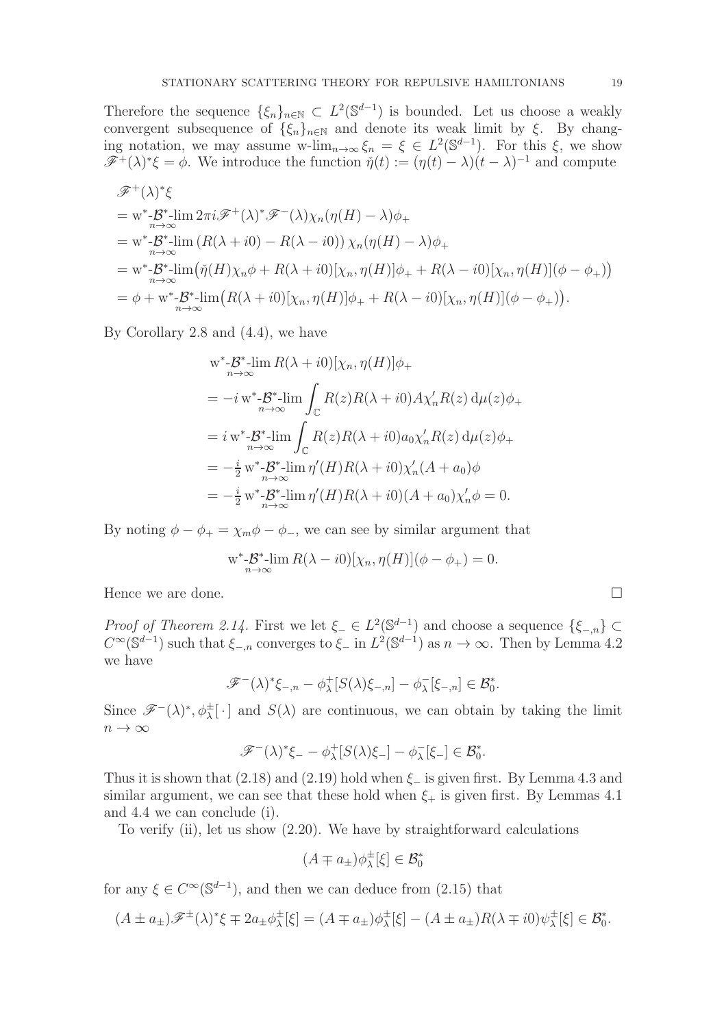Therefore the sequence $\{\xi_n\}_{n\in\mathbb{N}} \subset L^2(\mathbb{S}^{d-1})$ is bounded. Let us choose a weakly convergent subsequence of $\{\xi_n\}_{n\in\mathbb{N}}$ and denote its weak limit by $\xi$. By changing notation, we may assume $\text{w-lim}_{n\to\infty} \xi_n = \xi \in L^2(\mathbb{S}^{d-1})$. For this $\xi$, we show $\mathscr{F}^+(\lambda)^*\xi = \phi$. We introduce the function $\check{\eta}(t) := (\eta(t)-\lambda)(t-\lambda)^{-1}$ and compute

$$
\begin{aligned}
&\mathscr{F}^+(\lambda)^*\xi \\
&= \text{w}^*\text{-}\mathcal{B}^*\text{-}\lim_{n\to\infty} 2\pi i \mathscr{F}^+(\lambda)^*\mathscr{F}^-(\lambda)\chi_n(\eta(H)-\lambda)\phi_+ \\
&= \text{w}^*\text{-}\mathcal{B}^*\text{-}\lim_{n\to\infty} \left(R(\lambda+i0)-R(\lambda-i0)\right)\chi_n(\eta(H)-\lambda)\phi_+ \\
&= \text{w}^*\text{-}\mathcal{B}^*\text{-}\lim_{n\to\infty}\big(\check{\eta}(H)\chi_n\phi + R(\lambda+i0)[\chi_n,\eta(H)]\phi_+ + R(\lambda-i0)[\chi_n,\eta(H)](\phi-\phi_+)\big) \\
&= \phi + \text{w}^*\text{-}\mathcal{B}^*\text{-}\lim_{n\to\infty}\big(R(\lambda+i0)[\chi_n,\eta(H)]\phi_+ + R(\lambda-i0)[\chi_n,\eta(H)](\phi-\phi_+)\big).
\end{aligned}
$$

By Corollary 2.8 and (4.4), we have

$$
\begin{aligned}
&\text{w}^*\text{-}\mathcal{B}^*\text{-}\lim_{n\to\infty} R(\lambda+i0)[\chi_n,\eta(H)]\phi_+ \\
&= -i\,\text{w}^*\text{-}\mathcal{B}^*\text{-}\lim_{n\to\infty}\int_{\mathbb{C}} R(z)R(\lambda+i0)A\chi_n' R(z)\,\mathrm{d}\mu(z)\phi_+ \\
&= i\,\text{w}^*\text{-}\mathcal{B}^*\text{-}\lim_{n\to\infty}\int_{\mathbb{C}} R(z)R(\lambda+i0)a_0\chi_n' R(z)\,\mathrm{d}\mu(z)\phi_+ \\
&= -\tfrac{i}{2}\,\text{w}^*\text{-}\mathcal{B}^*\text{-}\lim_{n\to\infty}\eta'(H)R(\lambda+i0)\chi_n'(A+a_0)\phi \\
&= -\tfrac{i}{2}\,\text{w}^*\text{-}\mathcal{B}^*\text{-}\lim_{n\to\infty}\eta'(H)R(\lambda+i0)(A+a_0)\chi_n'\phi = 0.
\end{aligned}
$$

By noting $\phi-\phi_+ = \chi_m\phi - \phi_-$, we can see by similar argument that

$$
\text{w}^*\text{-}\mathcal{B}^*\text{-}\lim_{n\to\infty} R(\lambda-i0)[\chi_n,\eta(H)](\phi-\phi_+) = 0.
$$

Hence we are done. □

*Proof of Theorem 2.14.* First we let $\xi_- \in L^2(\mathbb{S}^{d-1})$ and choose a sequence $\{\xi_{-,n}\} \subset C^\infty(\mathbb{S}^{d-1})$ such that $\xi_{-,n}$ converges to $\xi_-$ in $L^2(\mathbb{S}^{d-1})$ as $n\to\infty$. Then by Lemma 4.2 we have

$$
\mathscr{F}^-(\lambda)^*\xi_{-,n} - \phi_\lambda^+[S(\lambda)\xi_{-,n}] - \phi_\lambda^-[\xi_{-,n}] \in \mathcal{B}_0^*.
$$

Since $\mathscr{F}^-(\lambda)^*, \phi_\lambda^\pm[\,\cdot\,]$ and $S(\lambda)$ are continuous, we can obtain by taking the limit $n\to\infty$

$$
\mathscr{F}^-(\lambda)^*\xi_- - \phi_\lambda^+[S(\lambda)\xi_-] - \phi_\lambda^-[\xi_-] \in \mathcal{B}_0^*.
$$

Thus it is shown that (2.18) and (2.19) hold when $\xi_-$ is given first. By Lemma 4.3 and similar argument, we can see that these hold when $\xi_+$ is given first. By Lemmas 4.1 and 4.4 we can conclude (i).

To verify (ii), let us show (2.20). We have by straightforward calculations

$$
(A \mp a_\pm)\phi_\lambda^\pm[\xi] \in \mathcal{B}_0^*
$$

for any $\xi \in C^\infty(\mathbb{S}^{d-1})$, and then we can deduce from (2.15) that

$$
(A \pm a_\pm)\mathscr{F}^\pm(\lambda)^*\xi \mp 2a_\pm\phi_\lambda^\pm[\xi] = (A \mp a_\pm)\phi_\lambda^\pm[\xi] - (A \pm a_\pm)R(\lambda \mp i0)\psi_\lambda^\pm[\xi] \in \mathcal{B}_0^*.
$$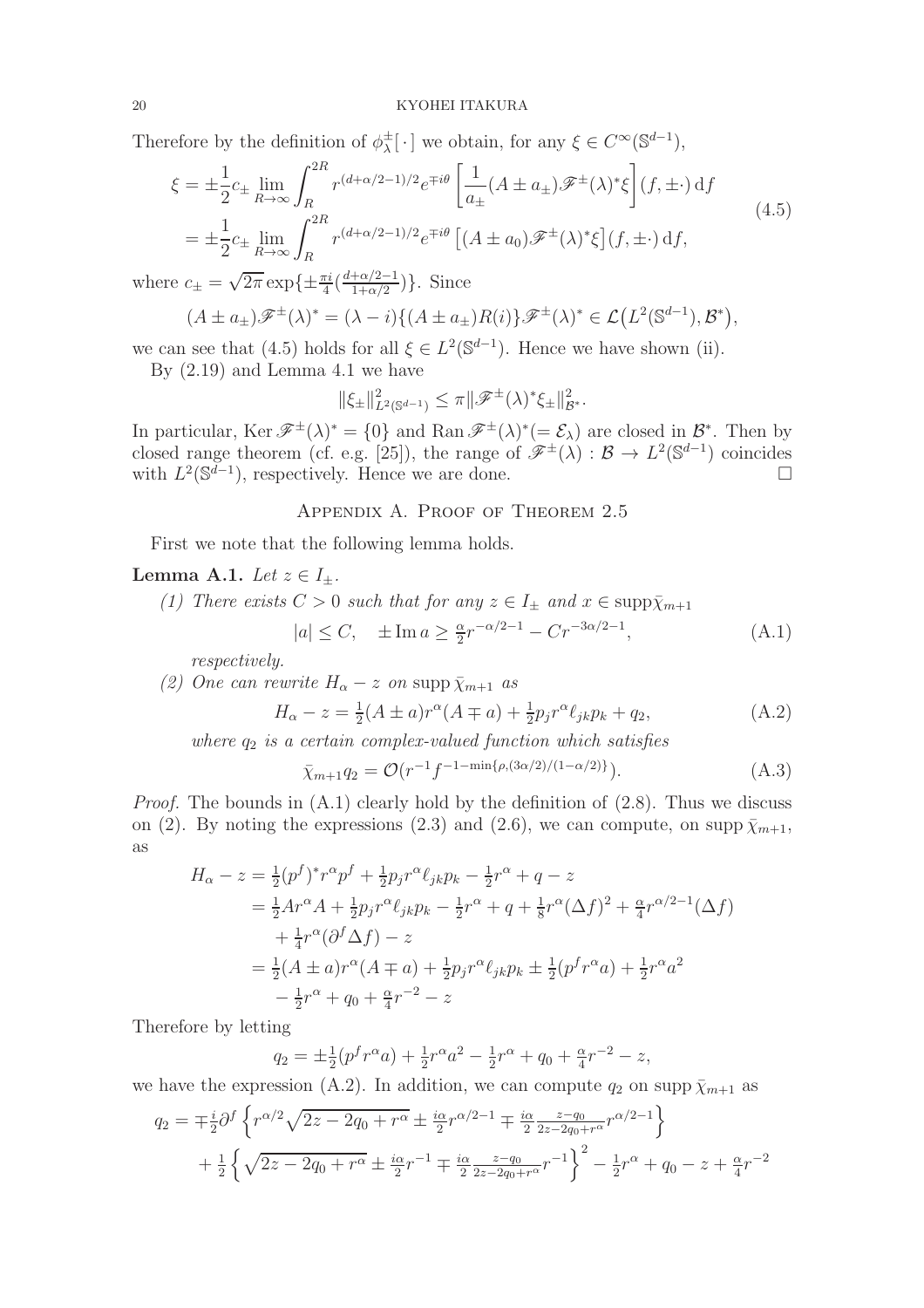Therefore by the definition of $\phi^\pm_\lambda[\,\cdot\,]$ we obtain, for any $\xi \in C^\infty(\mathbb{S}^{d-1})$,

$$
\begin{aligned}
\xi &= \pm\frac{1}{2}c_\pm \lim_{R\to\infty}\int_R^{2R} r^{(d+\alpha/2-1)/2}e^{\mp i\theta}\left[\frac{1}{a_\pm}(A\pm a_\pm)\mathscr{F}^\pm(\lambda)^*\xi\right](f,\pm\cdot)\,\mathrm{d}f \\
&= \pm\frac{1}{2}c_\pm \lim_{R\to\infty}\int_R^{2R} r^{(d+\alpha/2-1)/2}e^{\mp i\theta}\left[(A\pm a_0)\mathscr{F}^\pm(\lambda)^*\xi\right](f,\pm\cdot)\,\mathrm{d}f,
\end{aligned}
\tag{4.5}
$$

where $c_\pm = \sqrt{2\pi}\exp\{\pm\frac{\pi i}{4}(\frac{d+\alpha/2-1}{1+\alpha/2})\}$. Since

$$
(A\pm a_\pm)\mathscr{F}^\pm(\lambda)^* = (\lambda - i)\{(A\pm a_\pm)R(i)\}\mathscr{F}^\pm(\lambda)^* \in \mathcal{L}\big(L^2(\mathbb{S}^{d-1}),\mathcal{B}^*\big),
$$

we can see that (4.5) holds for all $\xi \in L^2(\mathbb{S}^{d-1})$. Hence we have shown (ii).

By (2.19) and Lemma 4.1 we have

$$
\|\xi_\pm\|^2_{L^2(\mathbb{S}^{d-1})} \le \pi\|\mathscr{F}^\pm(\lambda)^*\xi_\pm\|^2_{\mathcal{B}^*}.
$$

In particular, $\operatorname{Ker}\mathscr{F}^\pm(\lambda)^* = \{0\}$ and $\operatorname{Ran}\mathscr{F}^\pm(\lambda)^* (= \mathcal{E}_\lambda)$ are closed in $\mathcal{B}^*$. Then by closed range theorem (cf. e.g. [25]), the range of $\mathscr{F}^\pm(\lambda) : \mathcal{B} \to L^2(\mathbb{S}^{d-1})$ coincides with $L^2(\mathbb{S}^{d-1})$, respectively. Hence we are done. $\square$

## Appendix A. Proof of Theorem 2.5

First we note that the following lemma holds.

**Lemma A.1.** *Let $z \in I_\pm$.*

1. *There exists $C > 0$ such that for any $z \in I_\pm$ and $x \in \operatorname{supp}\bar\chi_{m+1}$*
$$
|a| \le C, \quad \pm\operatorname{Im} a \ge \tfrac{\alpha}{2}r^{-\alpha/2-1} - Cr^{-3\alpha/2-1}, \tag{A.1}
$$
*respectively.*
2. *One can rewrite $H_\alpha - z$ on $\operatorname{supp}\bar\chi_{m+1}$ as*
$$
H_\alpha - z = \tfrac{1}{2}(A\pm a)r^\alpha(A\mp a) + \tfrac{1}{2}p_j r^\alpha \ell_{jk}p_k + q_2, \tag{A.2}
$$
*where $q_2$ is a certain complex-valued function which satisfies*
$$
\bar\chi_{m+1}q_2 = \mathcal{O}(r^{-1}f^{-1-\min\{\rho,(3\alpha/2)/(1-\alpha/2)\}}). \tag{A.3}
$$

*Proof.* The bounds in (A.1) clearly hold by the definition of (2.8). Thus we discuss on (2). By noting the expressions (2.3) and (2.6), we can compute, on $\operatorname{supp}\bar\chi_{m+1}$, as

$$
\begin{aligned}
H_\alpha - z &= \tfrac{1}{2}(p^f)^* r^\alpha p^f + \tfrac{1}{2}p_j r^\alpha \ell_{jk}p_k - \tfrac{1}{2}r^\alpha + q - z \\
&= \tfrac{1}{2}Ar^\alpha A + \tfrac{1}{2}p_j r^\alpha\ell_{jk}p_k - \tfrac{1}{2}r^\alpha + q + \tfrac{1}{8}r^\alpha(\Delta f)^2 + \tfrac{\alpha}{4}r^{\alpha/2-1}(\Delta f) \\
&\quad + \tfrac{1}{4}r^\alpha(\partial^f\Delta f) - z \\
&= \tfrac{1}{2}(A\pm a)r^\alpha(A\mp a) + \tfrac{1}{2}p_j r^\alpha \ell_{jk}p_k \pm \tfrac{1}{2}(p^f r^\alpha a) + \tfrac{1}{2}r^\alpha a^2 \\
&\quad - \tfrac{1}{2}r^\alpha + q_0 + \tfrac{\alpha}{4}r^{-2} - z
\end{aligned}
$$

Therefore by letting

$$
q_2 = \pm\tfrac{1}{2}(p^f r^\alpha a) + \tfrac{1}{2}r^\alpha a^2 - \tfrac{1}{2}r^\alpha + q_0 + \tfrac{\alpha}{4}r^{-2} - z,
$$

we have the expression (A.2). In addition, we can compute $q_2$ on $\operatorname{supp}\bar\chi_{m+1}$ as

$$
\begin{aligned}
q_2 &= \mp\tfrac{i}{2}\partial^f\left\{r^{\alpha/2}\sqrt{2z-2q_0+r^\alpha} \pm \tfrac{i\alpha}{2}r^{\alpha/2-1} \mp \tfrac{i\alpha}{2}\tfrac{z-q_0}{2z-2q_0+r^\alpha}r^{\alpha/2-1}\right\} \\
&\quad + \tfrac{1}{2}\left\{\sqrt{2z-2q_0+r^\alpha} \pm \tfrac{i\alpha}{2}r^{-1} \mp \tfrac{i\alpha}{2}\tfrac{z-q_0}{2z-2q_0+r^\alpha}r^{-1}\right\}^2 - \tfrac{1}{2}r^\alpha + q_0 - z + \tfrac{\alpha}{4}r^{-2}
\end{aligned}
$$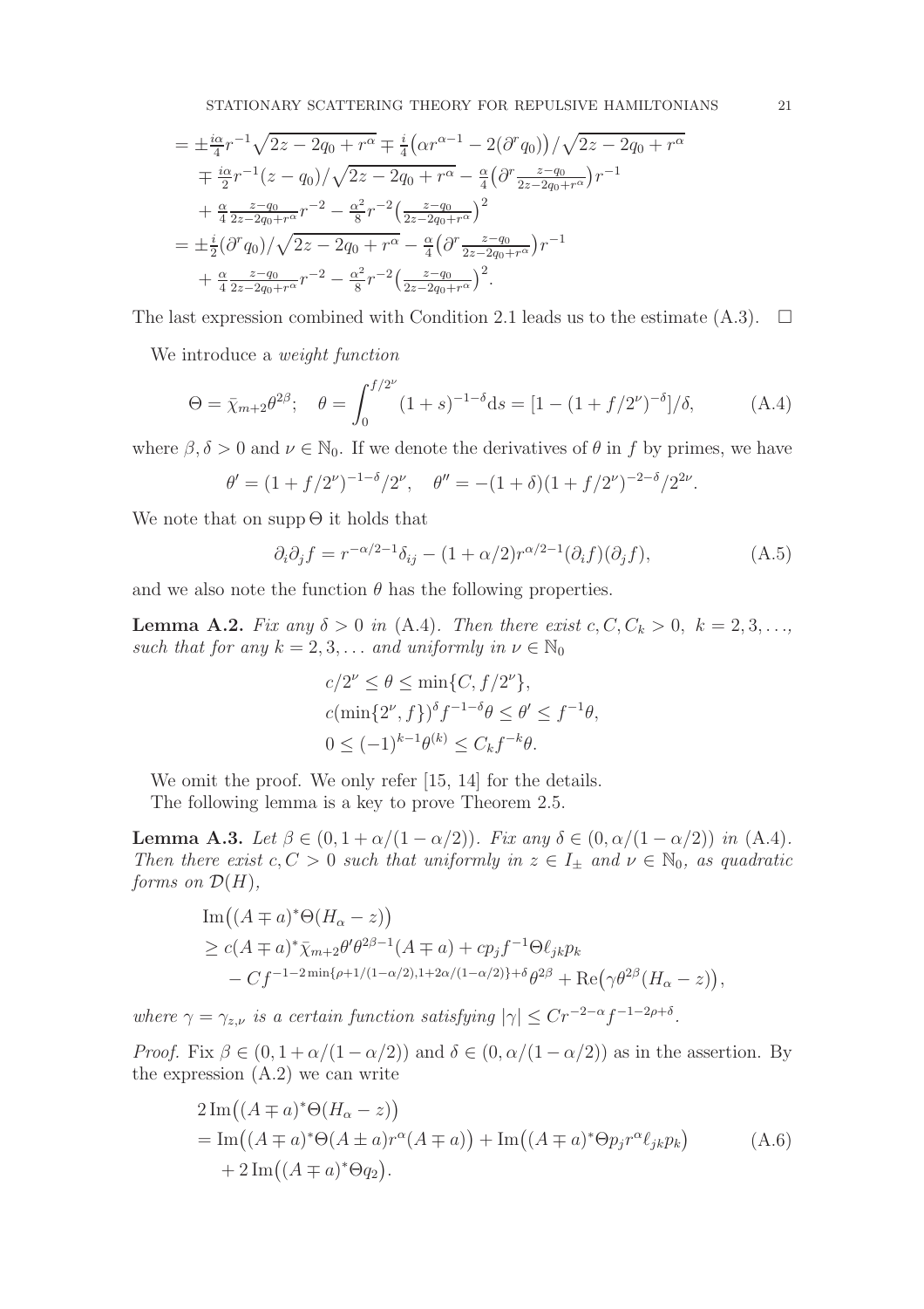$$
\begin{aligned}
&= \pm\tfrac{i\alpha}{4} r^{-1}\sqrt{2z-2q_0+r^\alpha} \mp \tfrac{i}{4}\big(\alpha r^{\alpha-1} - 2(\partial^r q_0)\big)/\sqrt{2z-2q_0+r^\alpha} \\
&\quad \mp \tfrac{i\alpha}{2} r^{-1}(z-q_0)/\sqrt{2z-2q_0+r^\alpha} - \tfrac{\alpha}{4}\big(\partial^r \tfrac{z-q_0}{2z-2q_0+r^\alpha}\big) r^{-1} \\
&\quad + \tfrac{\alpha}{4}\tfrac{z-q_0}{2z-2q_0+r^\alpha} r^{-2} - \tfrac{\alpha^2}{8} r^{-2}\big(\tfrac{z-q_0}{2z-2q_0+r^\alpha}\big)^2 \\
&= \pm\tfrac{i}{2}(\partial^r q_0)/\sqrt{2z-2q_0+r^\alpha} - \tfrac{\alpha}{4}\big(\partial^r \tfrac{z-q_0}{2z-2q_0+r^\alpha}\big) r^{-1} \\
&\quad + \tfrac{\alpha}{4}\tfrac{z-q_0}{2z-2q_0+r^\alpha} r^{-2} - \tfrac{\alpha^2}{8} r^{-2}\big(\tfrac{z-q_0}{2z-2q_0+r^\alpha}\big)^2.
\end{aligned}
$$

The last expression combined with Condition 2.1 leads us to the estimate (A.3). $\square$

We introduce a *weight function*

$$
\Theta = \bar\chi_{m+2}\theta^{2\beta};\quad \theta = \int_0^{f/2^\nu}(1+s)^{-1-\delta}\mathrm{d}s = [1-(1+f/2^\nu)^{-\delta}]/\delta, \tag{A.4}
$$

where $\beta, \delta > 0$ and $\nu \in \mathbb{N}_0$. If we denote the derivatives of $\theta$ in $f$ by primes, we have

$$
\theta' = (1+f/2^\nu)^{-1-\delta}/2^\nu,\quad \theta'' = -(1+\delta)(1+f/2^\nu)^{-2-\delta}/2^{2\nu}.
$$

We note that on $\operatorname{supp}\Theta$ it holds that

$$
\partial_i\partial_j f = r^{-\alpha/2-1}\delta_{ij} - (1+\alpha/2)r^{\alpha/2-1}(\partial_i f)(\partial_j f), \tag{A.5}
$$

and we also note the function $\theta$ has the following properties.

**Lemma A.2.** *Fix any $\delta > 0$ in (A.4). Then there exist $c, C, C_k > 0,\ k = 2, 3, \ldots,$ such that for any $k = 2, 3, \ldots$ and uniformly in $\nu \in \mathbb{N}_0$*

$$
\begin{aligned}
&c/2^\nu \le \theta \le \min\{C, f/2^\nu\},\\
&c(\min\{2^\nu, f\})^\delta f^{-1-\delta}\theta \le \theta' \le f^{-1}\theta,\\
&0 \le (-1)^{k-1}\theta^{(k)} \le C_k f^{-k}\theta.
\end{aligned}
$$

We omit the proof. We only refer [15, 14] for the details.

The following lemma is a key to prove Theorem 2.5.

**Lemma A.3.** *Let $\beta \in (0, 1+\alpha/(1-\alpha/2))$. Fix any $\delta \in (0, \alpha/(1-\alpha/2))$ in (A.4). Then there exist $c, C > 0$ such that uniformly in $z \in I_\pm$ and $\nu \in \mathbb{N}_0$, as quadratic forms on $\mathcal{D}(H)$,*

$$
\begin{aligned}
&\operatorname{Im}\big((A\mp a)^*\Theta(H_\alpha - z)\big)\\
&\ge c(A\mp a)^*\bar\chi_{m+2}\theta'\theta^{2\beta-1}(A\mp a) + cp_j f^{-1}\Theta\ell_{jk}p_k\\
&\quad - Cf^{-1-2\min\{\rho+1/(1-\alpha/2),1+2\alpha/(1-\alpha/2)\}+\delta}\theta^{2\beta} + \operatorname{Re}\big(\gamma\theta^{2\beta}(H_\alpha - z)\big),
\end{aligned}
$$

*where $\gamma = \gamma_{z,\nu}$ is a certain function satisfying $|\gamma| \le Cr^{-2-\alpha}f^{-1-2\rho+\delta}$.*

*Proof.* Fix $\beta \in (0, 1+\alpha/(1-\alpha/2))$ and $\delta \in (0, \alpha/(1-\alpha/2))$ as in the assertion. By the expression (A.2) we can write

$$
\begin{aligned}
&2\operatorname{Im}\big((A\mp a)^*\Theta(H_\alpha - z)\big)\\
&= \operatorname{Im}\big((A\mp a)^*\Theta(A\pm a)r^\alpha(A\mp a)\big) + \operatorname{Im}\big((A\mp a)^*\Theta p_j r^\alpha \ell_{jk}p_k\big) \qquad\qquad (A.6)\\
&\quad + 2\operatorname{Im}\big((A\mp a)^*\Theta q_2\big).
\end{aligned}
$$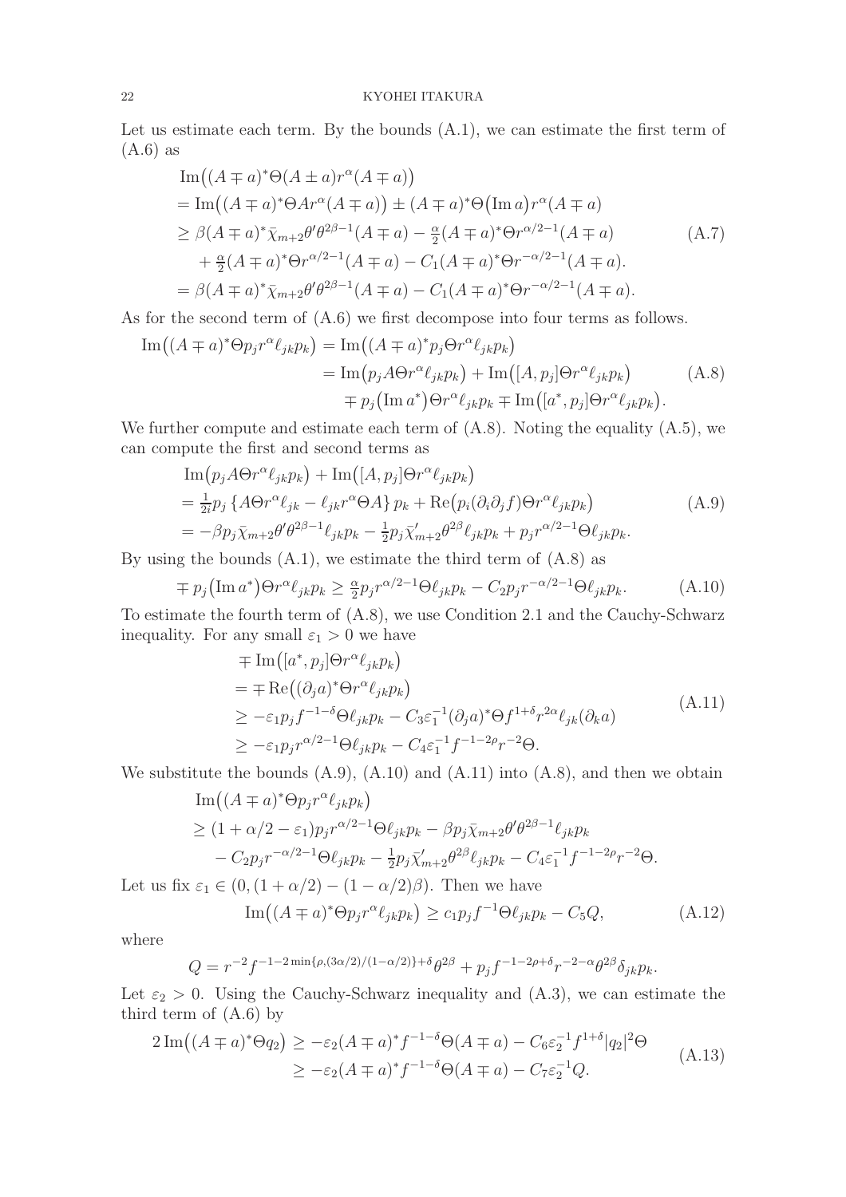Let us estimate each term. By the bounds (A.1), we can estimate the first term of (A.6) as

$$
\begin{aligned}
&\operatorname{Im}\big((A\mp a)^*\Theta(A\pm a)r^\alpha(A\mp a)\big)\\
&=\operatorname{Im}\big((A\mp a)^*\Theta A r^\alpha(A\mp a)\big)\pm(A\mp a)^*\Theta\big(\operatorname{Im}a\big)r^\alpha(A\mp a)\\
&\geq \beta(A\mp a)^*\bar\chi_{m+2}\theta'\theta^{2\beta-1}(A\mp a)-\tfrac{\alpha}{2}(A\mp a)^*\Theta r^{\alpha/2-1}(A\mp a)\\
&\quad+\tfrac{\alpha}{2}(A\mp a)^*\Theta r^{\alpha/2-1}(A\mp a)-C_1(A\mp a)^*\Theta r^{-\alpha/2-1}(A\mp a).\\
&=\beta(A\mp a)^*\bar\chi_{m+2}\theta'\theta^{2\beta-1}(A\mp a)-C_1(A\mp a)^*\Theta r^{-\alpha/2-1}(A\mp a).
\end{aligned}
\tag{A.7}
$$

As for the second term of (A.6) we first decompose into four terms as follows.

$$
\begin{aligned}
\operatorname{Im}\big((A\mp a)^*\Theta p_j r^\alpha\ell_{jk}p_k\big)&=\operatorname{Im}\big((A\mp a)^*p_j\Theta r^\alpha\ell_{jk}p_k\big)\\
&=\operatorname{Im}\big(p_jA\Theta r^\alpha\ell_{jk}p_k\big)+\operatorname{Im}\big([A,p_j]\Theta r^\alpha\ell_{jk}p_k\big)\\
&\quad\mp p_j\big(\operatorname{Im}a^*\big)\Theta r^\alpha\ell_{jk}p_k\mp\operatorname{Im}\big([a^*,p_j]\Theta r^\alpha\ell_{jk}p_k\big).
\end{aligned}
\tag{A.8}
$$

We further compute and estimate each term of (A.8). Noting the equality (A.5), we can compute the first and second terms as

$$
\begin{aligned}
&\operatorname{Im}\big(p_jA\Theta r^\alpha\ell_{jk}p_k\big)+\operatorname{Im}\big([A,p_j]\Theta r^\alpha\ell_{jk}p_k\big)\\
&=\tfrac{1}{2i}p_j\left\{A\Theta r^\alpha\ell_{jk}-\ell_{jk}r^\alpha\Theta A\right\}p_k+\operatorname{Re}\big(p_i(\partial_i\partial_jf)\Theta r^\alpha\ell_{jk}p_k\big)\\
&=-\beta p_j\bar\chi_{m+2}\theta'\theta^{2\beta-1}\ell_{jk}p_k-\tfrac12 p_j\bar\chi'_{m+2}\theta^{2\beta}\ell_{jk}p_k+p_jr^{\alpha/2-1}\Theta\ell_{jk}p_k.
\end{aligned}
\tag{A.9}
$$

By using the bounds (A.1), we estimate the third term of (A.8) as

$$
\mp p_j\big(\operatorname{Im}a^*\big)\Theta r^\alpha\ell_{jk}p_k\geq\tfrac{\alpha}{2}p_jr^{\alpha/2-1}\Theta\ell_{jk}p_k-C_2p_jr^{-\alpha/2-1}\Theta\ell_{jk}p_k.
\tag{A.10}
$$

To estimate the fourth term of (A.8), we use Condition 2.1 and the Cauchy-Schwarz inequality. For any small $\varepsilon_1>0$ we have

$$
\begin{aligned}
&\mp\operatorname{Im}\big([a^*,p_j]\Theta r^\alpha\ell_{jk}p_k\big)\\
&=\mp\operatorname{Re}\big((\partial_ja)^*\Theta r^\alpha\ell_{jk}p_k\big)\\
&\geq-\varepsilon_1p_jf^{-1-\delta}\Theta\ell_{jk}p_k-C_3\varepsilon_1^{-1}(\partial_ja)^*\Theta f^{1+\delta}r^{2\alpha}\ell_{jk}(\partial_ka)\\
&\geq-\varepsilon_1p_jr^{\alpha/2-1}\Theta\ell_{jk}p_k-C_4\varepsilon_1^{-1}f^{-1-2\rho}r^{-2}\Theta.
\end{aligned}
\tag{A.11}
$$

We substitute the bounds (A.9), (A.10) and (A.11) into (A.8), and then we obtain

$$
\begin{aligned}
&\operatorname{Im}\big((A\mp a)^*\Theta p_jr^\alpha\ell_{jk}p_k\big)\\
&\geq(1+\alpha/2-\varepsilon_1)p_jr^{\alpha/2-1}\Theta\ell_{jk}p_k-\beta p_j\bar\chi_{m+2}\theta'\theta^{2\beta-1}\ell_{jk}p_k\\
&\quad-C_2p_jr^{-\alpha/2-1}\Theta\ell_{jk}p_k-\tfrac12p_j\bar\chi'_{m+2}\theta^{2\beta}\ell_{jk}p_k-C_4\varepsilon_1^{-1}f^{-1-2\rho}r^{-2}\Theta.
\end{aligned}
$$

Let us fix $\varepsilon_1\in(0,(1+\alpha/2)-(1-\alpha/2)\beta)$. Then we have

$$
\operatorname{Im}\big((A\mp a)^*\Theta p_jr^\alpha\ell_{jk}p_k\big)\geq c_1p_jf^{-1}\Theta\ell_{jk}p_k-C_5Q,
\tag{A.12}
$$

where

$$
Q=r^{-2}f^{-1-2\min\{\rho,(3\alpha/2)/(1-\alpha/2)\}+\delta}\theta^{2\beta}+p_jf^{-1-2\rho+\delta}r^{-2-\alpha}\theta^{2\beta}\delta_{jk}p_k.
$$

Let $\varepsilon_2>0$. Using the Cauchy-Schwarz inequality and (A.3), we can estimate the third term of (A.6) by

$$
\begin{aligned}
2\operatorname{Im}\big((A\mp a)^*\Theta q_2\big)&\geq-\varepsilon_2(A\mp a)^*f^{-1-\delta}\Theta(A\mp a)-C_6\varepsilon_2^{-1}f^{1+\delta}|q_2|^2\Theta\\
&\geq-\varepsilon_2(A\mp a)^*f^{-1-\delta}\Theta(A\mp a)-C_7\varepsilon_2^{-1}Q.
\end{aligned}
\tag{A.13}
$$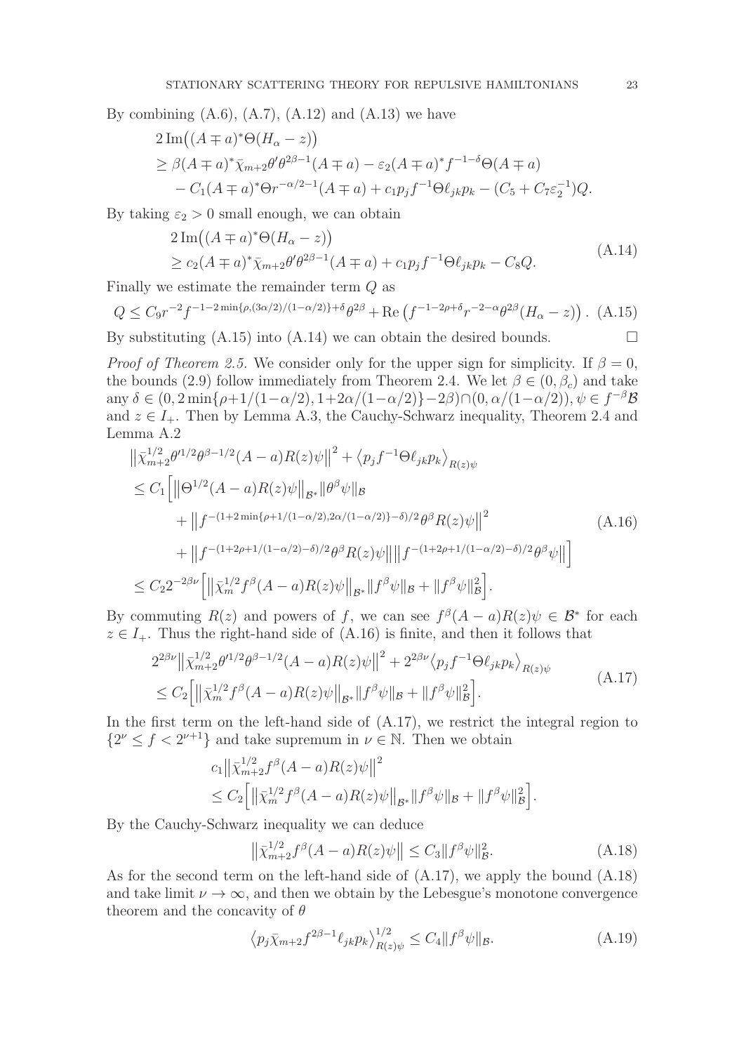By combining (A.6), (A.7), (A.12) and (A.13) we have

$$
\begin{aligned}
&2\,\mathrm{Im}\big((A\mp a)^*\Theta(H_\alpha - z)\big)\\
&\ge \beta (A\mp a)^*\bar\chi_{m+2}\theta'\theta^{2\beta-1}(A\mp a) - \varepsilon_2 (A\mp a)^* f^{-1-\delta}\Theta(A\mp a)\\
&\quad - C_1(A\mp a)^*\Theta r^{-\alpha/2-1}(A\mp a) + c_1 p_j f^{-1}\Theta \ell_{jk}p_k - (C_5 + C_7\varepsilon_2^{-1})Q.
\end{aligned}
$$

By taking $\varepsilon_2>0$ small enough, we can obtain

$$
\begin{aligned}
&2\,\mathrm{Im}\big((A\mp a)^*\Theta(H_\alpha - z)\big)\\
&\ge c_2 (A\mp a)^*\bar\chi_{m+2}\theta'\theta^{2\beta-1}(A\mp a) + c_1 p_j f^{-1}\Theta\ell_{jk}p_k - C_8 Q.
\end{aligned}
\tag{A.14}
$$

Finally we estimate the remainder term $Q$ as

$$
Q \le C_9 r^{-2} f^{-1-2\min\{\rho,(3\alpha/2)/(1-\alpha/2)\}+\delta}\theta^{2\beta} + \mathrm{Re}\left(f^{-1-2\rho+\delta}r^{-2-\alpha}\theta^{2\beta}(H_\alpha - z)\right). \tag{A.15}
$$

By substituting (A.15) into (A.14) we can obtain the desired bounds. $\square$

*Proof of Theorem 2.5.* We consider only for the upper sign for simplicity. If $\beta=0$, the bounds (2.9) follow immediately from Theorem 2.4. We let $\beta\in(0,\beta_c)$ and take any $\delta\in(0,2\min\{\rho+1/(1-\alpha/2),1+2\alpha/(1-\alpha/2)\}-2\beta)\cap(0,\alpha/(1-\alpha/2))$, $\psi\in f^{-\beta}\mathcal{B}$ and $z\in I_+$. Then by Lemma A.3, the Cauchy-Schwarz inequality, Theorem 2.4 and Lemma A.2

$$
\begin{aligned}
&\big\|\bar\chi_{m+2}^{1/2}\theta'^{1/2}\theta^{\beta-1/2}(A-a)R(z)\psi\big\|^2 + \big\langle p_j f^{-1}\Theta\ell_{jk}p_k\big\rangle_{R(z)\psi}\\
&\le C_1\Big[\big\|\Theta^{1/2}(A-a)R(z)\psi\big\|_{\mathcal{B}^*}\|\theta^\beta\psi\|_{\mathcal{B}}\\
&\quad + \big\|f^{-(1+2\min\{\rho+1/(1-\alpha/2),2\alpha/(1-\alpha/2)\}-\delta)/2}\theta^\beta R(z)\psi\big\|^2\\
&\quad + \big\|f^{-(1+2\rho+1/(1-\alpha/2)-\delta)/2}\theta^\beta R(z)\psi\big\|\big\|f^{-(1+2\rho+1/(1-\alpha/2)-\delta)/2}\theta^\beta\psi\big\|\Big]\\
&\le C_2 2^{-2\beta\nu}\Big[\big\|\bar\chi_m^{1/2}f^\beta(A-a)R(z)\psi\big\|_{\mathcal{B}^*}\|f^\beta\psi\|_{\mathcal{B}} + \|f^\beta\psi\|_{\mathcal{B}}^2\Big].
\end{aligned}
\tag{A.16}
$$

By commuting $R(z)$ and powers of $f$, we can see $f^\beta(A-a)R(z)\psi\in\mathcal{B}^*$ for each $z\in I_+$. Thus the right-hand side of (A.16) is finite, and then it follows that

$$
\begin{aligned}
&2^{2\beta\nu}\big\|\bar\chi_{m+2}^{1/2}\theta'^{1/2}\theta^{\beta-1/2}(A-a)R(z)\psi\big\|^2 + 2^{2\beta\nu}\big\langle p_j f^{-1}\Theta\ell_{jk}p_k\big\rangle_{R(z)\psi}\\
&\le C_2\Big[\big\|\bar\chi_m^{1/2}f^\beta(A-a)R(z)\psi\big\|_{\mathcal{B}^*}\|f^\beta\psi\|_{\mathcal{B}} + \|f^\beta\psi\|_{\mathcal{B}}^2\Big].
\end{aligned}
\tag{A.17}
$$

In the first term on the left-hand side of (A.17), we restrict the integral region to $\{2^\nu\le f<2^{\nu+1}\}$ and take supremum in $\nu\in\mathbb{N}$. Then we obtain

$$
\begin{aligned}
&c_1\big\|\bar\chi_{m+2}^{1/2}f^\beta(A-a)R(z)\psi\big\|^2\\
&\le C_2\Big[\big\|\bar\chi_m^{1/2}f^\beta(A-a)R(z)\psi\big\|_{\mathcal{B}^*}\|f^\beta\psi\|_{\mathcal{B}} + \|f^\beta\psi\|_{\mathcal{B}}^2\Big].
\end{aligned}
$$

By the Cauchy-Schwarz inequality we can deduce

$$
\big\|\bar\chi_{m+2}^{1/2}f^\beta(A-a)R(z)\psi\big\| \le C_3\|f^\beta\psi\|_{\mathcal{B}}^2. \tag{A.18}
$$

As for the second term on the left-hand side of (A.17), we apply the bound (A.18) and take limit $\nu\to\infty$, and then we obtain by the Lebesgue's monotone convergence theorem and the concavity of $\theta$

$$
\big\langle p_j\bar\chi_{m+2}f^{2\beta-1}\ell_{jk}p_k\big\rangle_{R(z)\psi}^{1/2} \le C_4\|f^\beta\psi\|_{\mathcal{B}}. \tag{A.19}
$$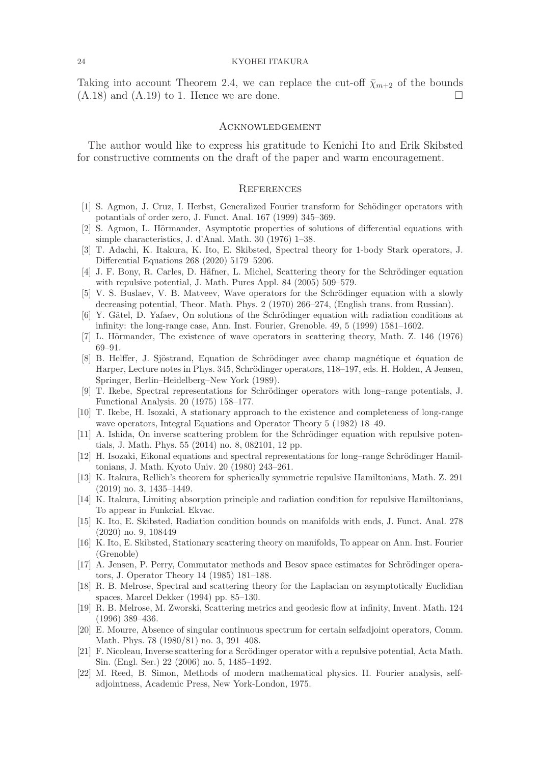Taking into account Theorem 2.4, we can replace the cut-off $\bar{\chi}_{m+2}$ of the bounds (A.18) and (A.19) to 1. Hence we are done. □

## Acknowledgement

The author would like to express his gratitude to Kenichi Ito and Erik Skibsted for constructive comments on the draft of the paper and warm encouragement.

## References

[1] S. Agmon, J. Cruz, I. Herbst, Generalized Fourier transform for Schödinger operators with potentials of order zero, J. Funct. Anal. 167 (1999) 345–369.

[2] S. Agmon, L. Hörmander, Asymptotic properties of solutions of differential equations with simple characteristics, J. d'Anal. Math. 30 (1976) 1–38.

[3] T. Adachi, K. Itakura, K. Ito, E. Skibsted, Spectral theory for 1-body Stark operators, J. Differential Equations 268 (2020) 5179–5206.

[4] J. F. Bony, R. Carles, D. Häfner, L. Michel, Scattering theory for the Schrödinger equation with repulsive potential, J. Math. Pures Appl. 84 (2005) 509–579.

[5] V. S. Buslaev, V. B. Matveev, Wave operators for the Schrödinger equation with a slowly decreasing potential, Theor. Math. Phys. 2 (1970) 266–274, (English trans. from Russian).

[6] Y. Gâtel, D. Yafaev, On solutions of the Schrödinger equation with radiation conditions at infinity: the long-range case, Ann. Inst. Fourier, Grenoble. 49, 5 (1999) 1581–1602.

[7] L. Hörmander, The existence of wave operators in scattering theory, Math. Z. 146 (1976) 69–91.

[8] B. Helffer, J. Sjöstrand, Equation de Schrödinger avec champ magnétique et équation de Harper, Lecture notes in Phys. 345, Schrödinger operators, 118–197, eds. H. Holden, A Jensen, Springer, Berlin–Heidelberg–New York (1989).

[9] T. Ikebe, Spectral representations for Schrödinger operators with long–range potentials, J. Functional Analysis. 20 (1975) 158–177.

[10] T. Ikebe, H. Isozaki, A stationary approach to the existence and completeness of long-range wave operators, Integral Equations and Operator Theory 5 (1982) 18–49.

[11] A. Ishida, On inverse scattering problem for the Schrödinger equation with repulsive potentials, J. Math. Phys. 55 (2014) no. 8, 082101, 12 pp.

[12] H. Isozaki, Eikonal equations and spectral representations for long–range Schrödinger Hamiltonians, J. Math. Kyoto Univ. 20 (1980) 243–261.

[13] K. Itakura, Rellich's theorem for spherically symmetric repulsive Hamiltonians, Math. Z. 291 (2019) no. 3, 1435–1449.

[14] K. Itakura, Limiting absorption principle and radiation condition for repulsive Hamiltonians, To appear in Funkcial. Ekvac.

[15] K. Ito, E. Skibsted, Radiation condition bounds on manifolds with ends, J. Funct. Anal. 278 (2020) no. 9, 108449

[16] K. Ito, E. Skibsted, Stationary scattering theory on manifolds, To appear on Ann. Inst. Fourier (Grenoble)

[17] A. Jensen, P. Perry, Commutator methods and Besov space estimates for Schrödinger operators, J. Operator Theory 14 (1985) 181–188.

[18] R. B. Melrose, Spectral and scattering theory for the Laplacian on asymptotically Euclidian spaces, Marcel Dekker (1994) pp. 85–130.

[19] R. B. Melrose, M. Zworski, Scattering metrics and geodesic flow at infinity, Invent. Math. 124 (1996) 389–436.

[20] E. Mourre, Absence of singular continuous spectrum for certain selfadjoint operators, Comm. Math. Phys. 78 (1980/81) no. 3, 391–408.

[21] F. Nicoleau, Inverse scattering for a Scrödinger operator with a repulsive potential, Acta Math. Sin. (Engl. Ser.) 22 (2006) no. 5, 1485–1492.

[22] M. Reed, B. Simon, Methods of modern mathematical physics. II. Fourier analysis, self-adjointness, Academic Press, New York-London, 1975.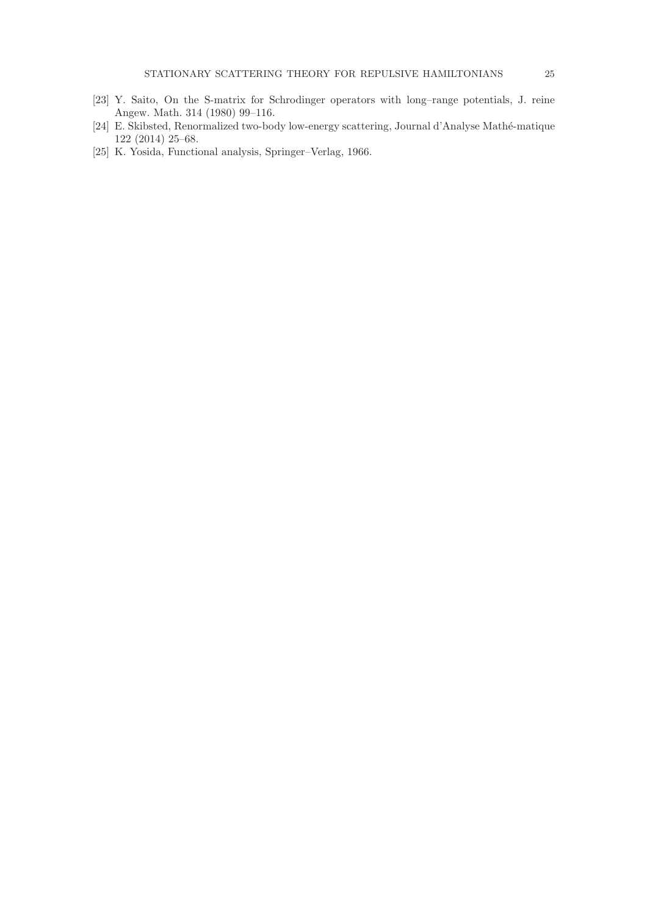[23] Y. Saito, On the S-matrix for Schrodinger operators with long–range potentials, J. reine Angew. Math. 314 (1980) 99–116.

[24] E. Skibsted, Renormalized two-body low-energy scattering, Journal d'Analyse Mathé-matique 122 (2014) 25–68.

[25] K. Yosida, Functional analysis, Springer–Verlag, 1966.